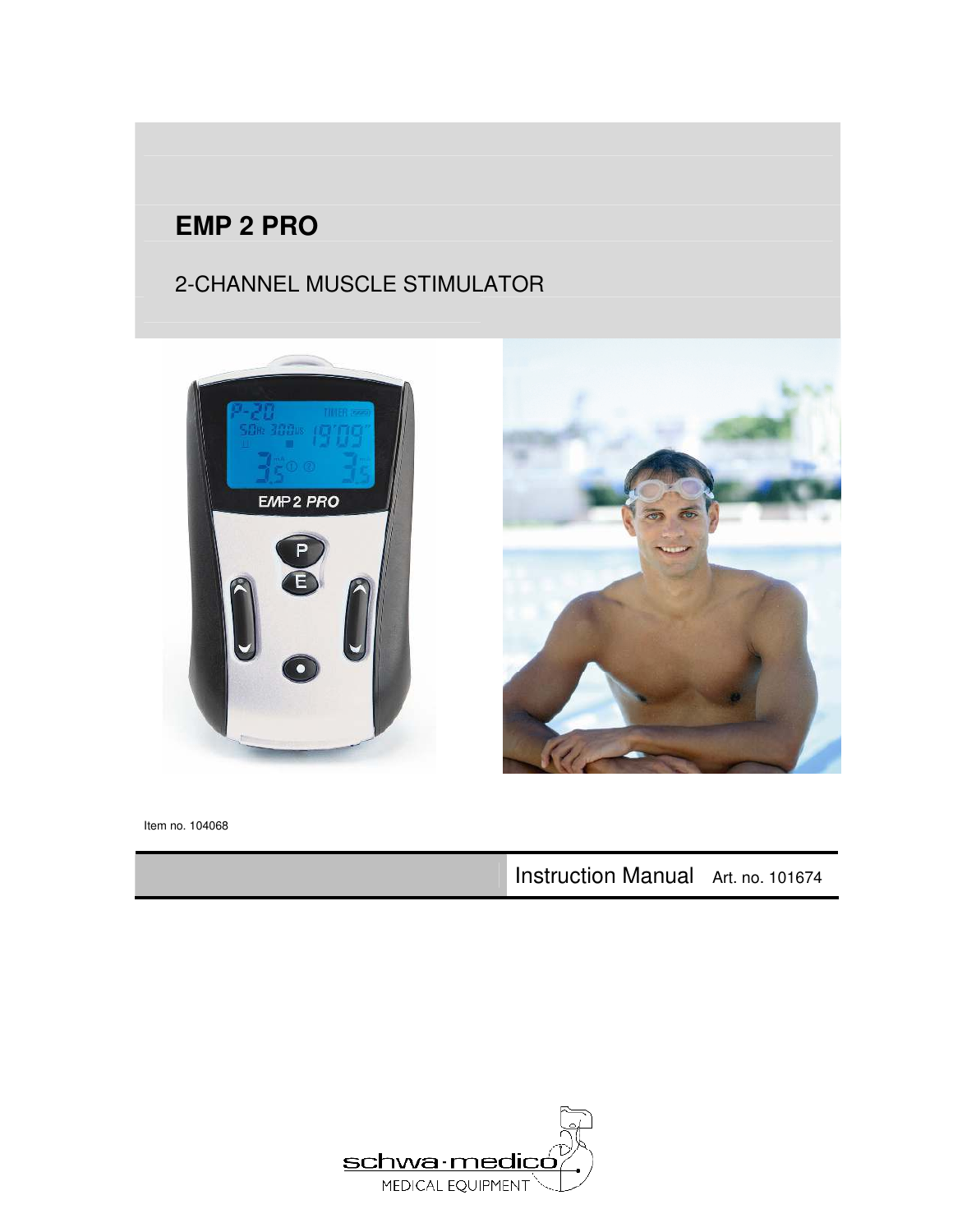# EMP 2 PRO

2-CHANNEL MUSCLE STIMULATOR

Item no. 104068

Instruction Manual Art. no. 101674

schwa·medico

MEDICAL EQUIPMENT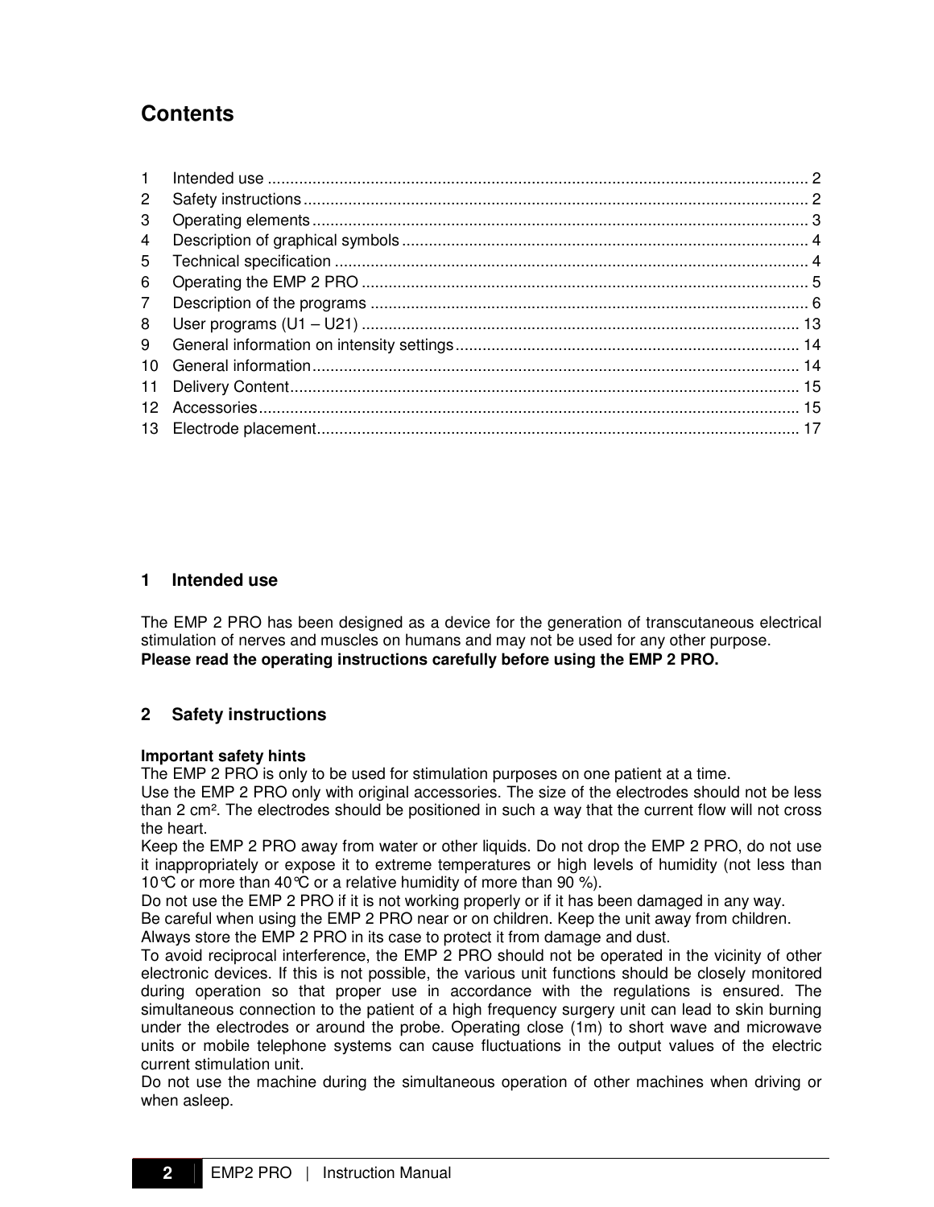# Contents

| | | |
|---|---|---|
| 1 | Intended use | 2 |
| 2 | Safety instructions | 2 |
| 3 | Operating elements | 3 |
| 4 | Description of graphical symbols | 4 |
| 5 | Technical specification | 4 |
| 6 | Operating the EMP 2 PRO | 5 |
| 7 | Description of the programs | 6 |
| 8 | User programs (U1 – U21) | 13 |
| 9 | General information on intensity settings | 14 |
| 10 | General information | 14 |
| 11 | Delivery Content | 15 |
| 12 | Accessories | 15 |
| 13 | Electrode placement | 17 |

## 1 Intended use

The EMP 2 PRO has been designed as a device for the generation of transcutaneous electrical stimulation of nerves and muscles on humans and may not be used for any other purpose.
**Please read the operating instructions carefully before using the EMP 2 PRO.**

## 2 Safety instructions

**Important safety hints**
The EMP 2 PRO is only to be used for stimulation purposes on one patient at a time.
Use the EMP 2 PRO only with original accessories. The size of the electrodes should not be less than 2 cm². The electrodes should be positioned in such a way that the current flow will not cross the heart.
Keep the EMP 2 PRO away from water or other liquids. Do not drop the EMP 2 PRO, do not use it inappropriately or expose it to extreme temperatures or high levels of humidity (not less than 10℃ or more than 40℃ or a relative humidity of more than 90 %).
Do not use the EMP 2 PRO if it is not working properly or if it has been damaged in any way.
Be careful when using the EMP 2 PRO near or on children. Keep the unit away from children.
Always store the EMP 2 PRO in its case to protect it from damage and dust.
To avoid reciprocal interference, the EMP 2 PRO should not be operated in the vicinity of other electronic devices. If this is not possible, the various unit functions should be closely monitored during operation so that proper use in accordance with the regulations is ensured. The simultaneous connection to the patient of a high frequency surgery unit can lead to skin burning under the electrodes or around the probe. Operating close (1m) to short wave and microwave units or mobile telephone systems can cause fluctuations in the output values of the electric current stimulation unit.
Do not use the machine during the simultaneous operation of other machines when driving or when asleep.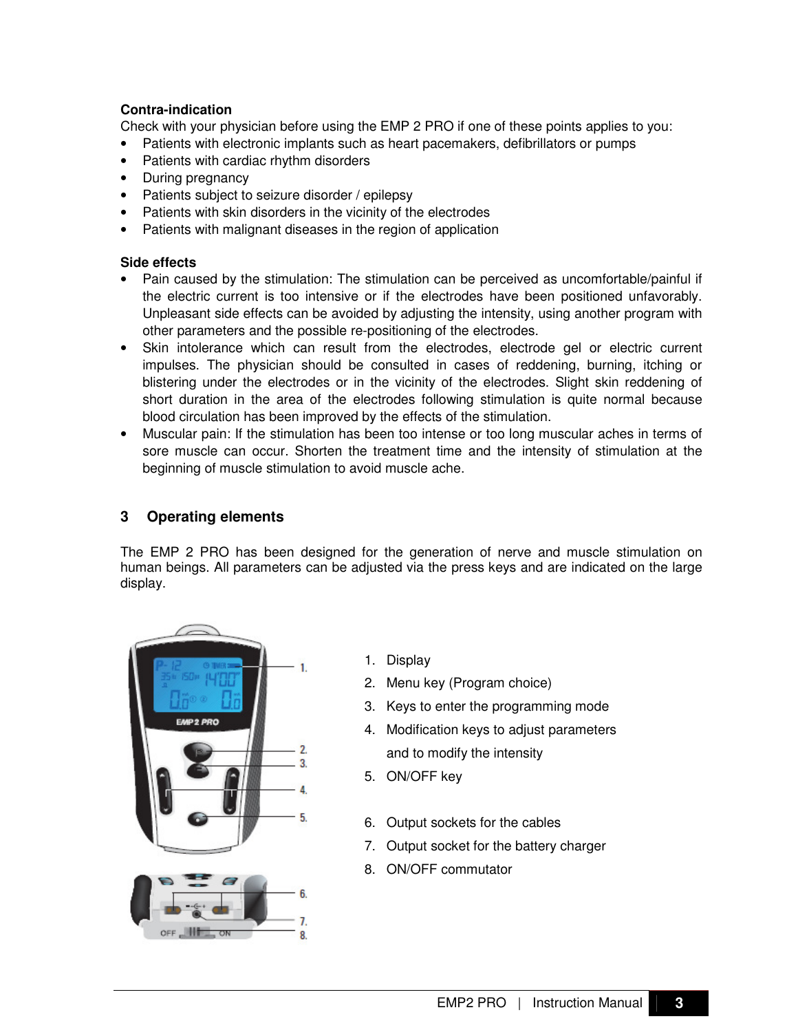**Contra-indication**

Check with your physician before using the EMP 2 PRO if one of these points applies to you:

- Patients with electronic implants such as heart pacemakers, defibrillators or pumps
- Patients with cardiac rhythm disorders
- During pregnancy
- Patients subject to seizure disorder / epilepsy
- Patients with skin disorders in the vicinity of the electrodes
- Patients with malignant diseases in the region of application

**Side effects**

- Pain caused by the stimulation: The stimulation can be perceived as uncomfortable/painful if the electric current is too intensive or if the electrodes have been positioned unfavorably. Unpleasant side effects can be avoided by adjusting the intensity, using another program with other parameters and the possible re-positioning of the electrodes.
- Skin intolerance which can result from the electrodes, electrode gel or electric current impulses. The physician should be consulted in cases of reddening, burning, itching or blistering under the electrodes or in the vicinity of the electrodes. Slight skin reddening of short duration in the area of the electrodes following stimulation is quite normal because blood circulation has been improved by the effects of the stimulation.
- Muscular pain: If the stimulation has been too intense or too long muscular aches in terms of sore muscle can occur. Shorten the treatment time and the intensity of stimulation at the beginning of muscle stimulation to avoid muscle ache.

## 3 Operating elements

The EMP 2 PRO has been designed for the generation of nerve and muscle stimulation on human beings. All parameters can be adjusted via the press keys and are indicated on the large display.

1. Display
2. Menu key (Program choice)
3. Keys to enter the programming mode
4. Modification keys to adjust parameters and to modify the intensity
5. ON/OFF key
6. Output sockets for the cables
7. Output socket for the battery charger
8. ON/OFF commutator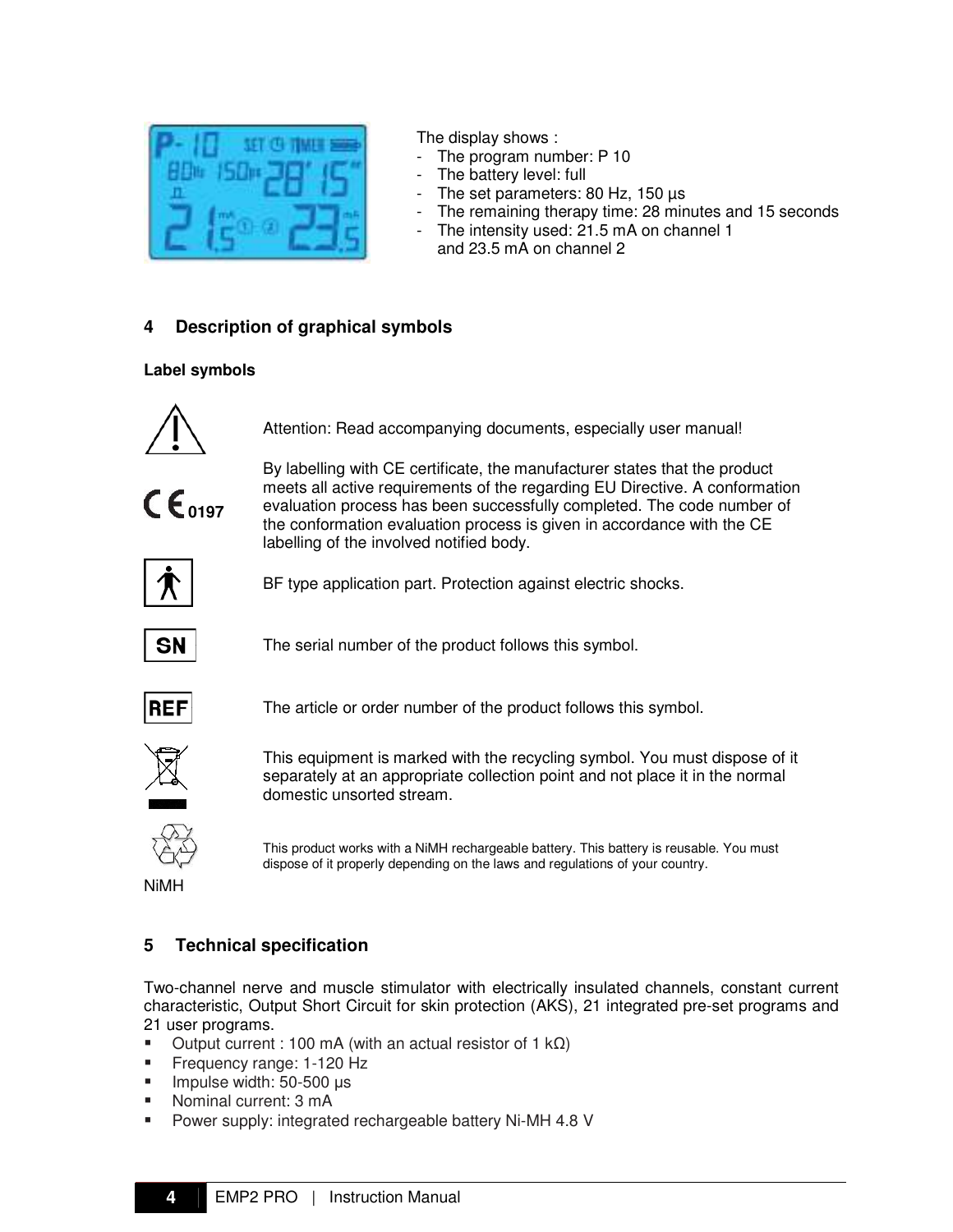The display shows :

- The program number: P 10
- The battery level: full
- The set parameters: 80 Hz, 150 µs
- The remaining therapy time: 28 minutes and 15 seconds
- The intensity used: 21.5 mA on channel 1 and 23.5 mA on channel 2

## 4 Description of graphical symbols

**Label symbols**

Attention: Read accompanying documents, especially user manual!

0197

By labelling with CE certificate, the manufacturer states that the product meets all active requirements of the regarding EU Directive. A conformation evaluation process has been successfully completed. The code number of the conformation evaluation process is given in accordance with the CE labelling of the involved notified body.

BF type application part. Protection against electric shocks.

SN

The serial number of the product follows this symbol.

REF

The article or order number of the product follows this symbol.

This equipment is marked with the recycling symbol. You must dispose of it separately at an appropriate collection point and not place it in the normal domestic unsorted stream.

NiMH

This product works with a NiMH rechargeable battery. This battery is reusable. You must dispose of it properly depending on the laws and regulations of your country.

## 5 Technical specification

Two-channel nerve and muscle stimulator with electrically insulated channels, constant current characteristic, Output Short Circuit for skin protection (AKS), 21 integrated pre-set programs and 21 user programs.

- Output current : 100 mA (with an actual resistor of 1 kΩ)
- Frequency range: 1-120 Hz
- Impulse width: 50-500 µs
- Nominal current: 3 mA
- Power supply: integrated rechargeable battery Ni-MH 4.8 V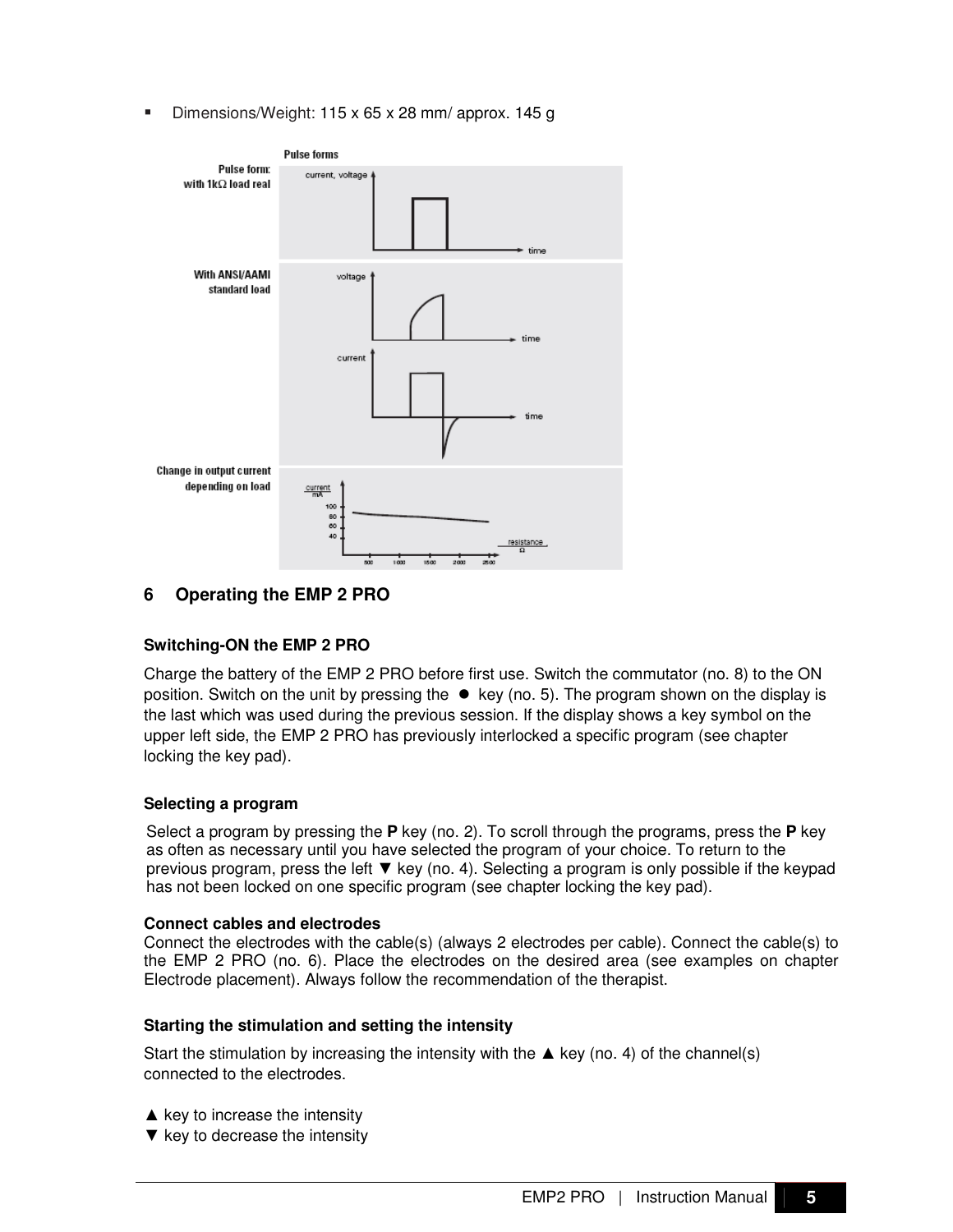- Dimensions/Weight: 115 x 65 x 28 mm/ approx. 145 g

**Pulse forms**

**Pulse form: with 1kΩ load real**

**With ANSI/AAMI standard load**

**Change in output current depending on load**

## 6 Operating the EMP 2 PRO

### Switching-ON the EMP 2 PRO

Charge the battery of the EMP 2 PRO before first use. Switch the commutator (no. 8) to the ON position. Switch on the unit by pressing the ● key (no. 5). The program shown on the display is the last which was used during the previous session. If the display shows a key symbol on the upper left side, the EMP 2 PRO has previously interlocked a specific program (see chapter locking the key pad).

### Selecting a program

Select a program by pressing the **P** key (no. 2). To scroll through the programs, press the **P** key as often as necessary until you have selected the program of your choice. To return to the previous program, press the left ▼ key (no. 4). Selecting a program is only possible if the keypad has not been locked on one specific program (see chapter locking the key pad).

### Connect cables and electrodes

Connect the electrodes with the cable(s) (always 2 electrodes per cable). Connect the cable(s) to the EMP 2 PRO (no. 6). Place the electrodes on the desired area (see examples on chapter Electrode placement). Always follow the recommendation of the therapist.

### Starting the stimulation and setting the intensity

Start the stimulation by increasing the intensity with the ▲ key (no. 4) of the channel(s) connected to the electrodes.

▲ key to increase the intensity
▼ key to decrease the intensity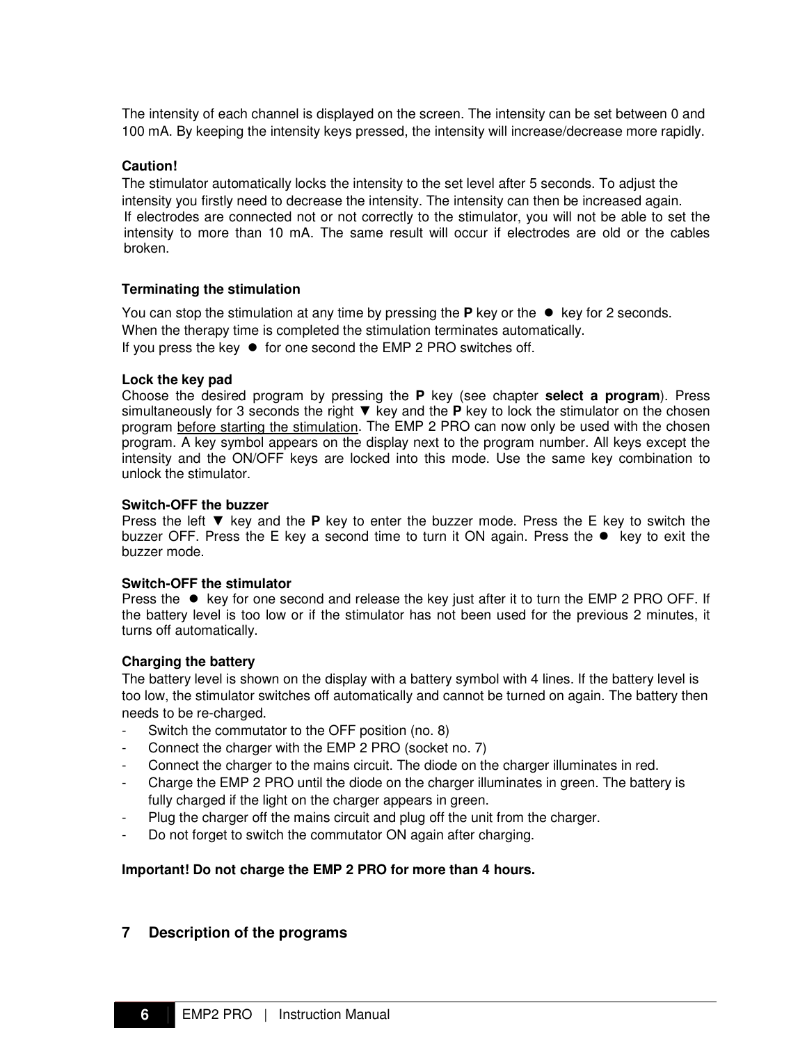The intensity of each channel is displayed on the screen. The intensity can be set between 0 and 100 mA. By keeping the intensity keys pressed, the intensity will increase/decrease more rapidly.

**Caution!**

The stimulator automatically locks the intensity to the set level after 5 seconds. To adjust the intensity you firstly need to decrease the intensity. The intensity can then be increased again. If electrodes are connected not or not correctly to the stimulator, you will not be able to set the intensity to more than 10 mA. The same result will occur if electrodes are old or the cables broken.

**Terminating the stimulation**

You can stop the stimulation at any time by pressing the **P** key or the ● key for 2 seconds.
When the therapy time is completed the stimulation terminates automatically.
If you press the key ● for one second the EMP 2 PRO switches off.

**Lock the key pad**

Choose the desired program by pressing the **P** key (see chapter **select a program**). Press simultaneously for 3 seconds the right ▼ key and the **P** key to lock the stimulator on the chosen program before starting the stimulation. The EMP 2 PRO can now only be used with the chosen program. A key symbol appears on the display next to the program number. All keys except the intensity and the ON/OFF keys are locked into this mode. Use the same key combination to unlock the stimulator.

**Switch-OFF the buzzer**

Press the left ▼ key and the **P** key to enter the buzzer mode. Press the E key to switch the buzzer OFF. Press the E key a second time to turn it ON again. Press the ● key to exit the buzzer mode.

**Switch-OFF the stimulator**

Press the ● key for one second and release the key just after it to turn the EMP 2 PRO OFF. If the battery level is too low or if the stimulator has not been used for the previous 2 minutes, it turns off automatically.

**Charging the battery**

The battery level is shown on the display with a battery symbol with 4 lines. If the battery level is too low, the stimulator switches off automatically and cannot be turned on again. The battery then needs to be re-charged.

- Switch the commutator to the OFF position (no. 8)
- Connect the charger with the EMP 2 PRO (socket no. 7)
- Connect the charger to the mains circuit. The diode on the charger illuminates in red.
- Charge the EMP 2 PRO until the diode on the charger illuminates in green. The battery is fully charged if the light on the charger appears in green.
- Plug the charger off the mains circuit and plug off the unit from the charger.
- Do not forget to switch the commutator ON again after charging.

**Important! Do not charge the EMP 2 PRO for more than 4 hours.**

## 7 Description of the programs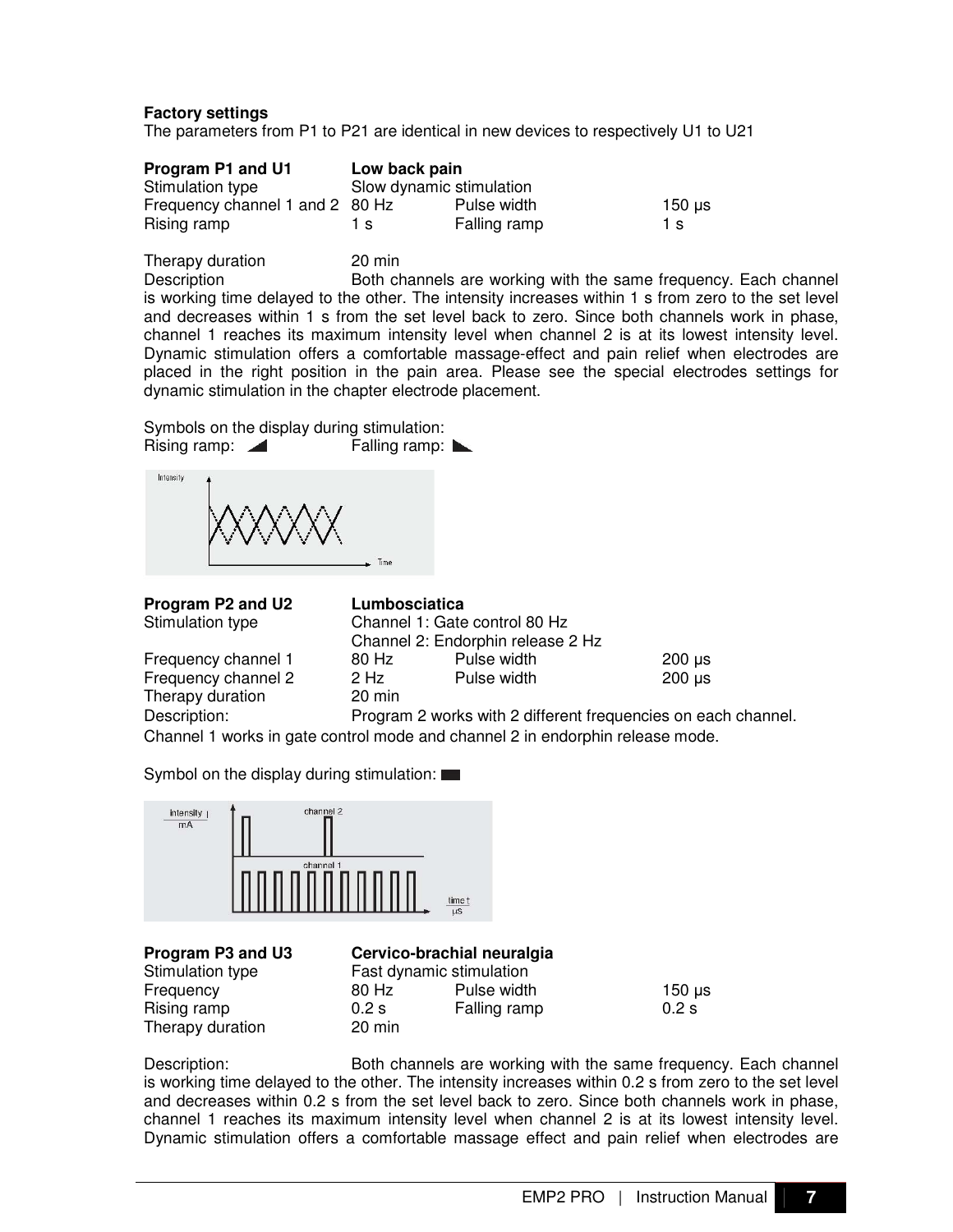**Factory settings**

The parameters from P1 to P21 are identical in new devices to respectively U1 to U21

| **Program P1 and U1** | **Low back pain** | | |
|---|---|---|---|
| Stimulation type | Slow dynamic stimulation | | |
| Frequency channel 1 and 2 | 80 Hz | Pulse width | 150 µs |
| Rising ramp | 1 s | Falling ramp | 1 s |

Therapy duration: 20 min

Description: Both channels are working with the same frequency. Each channel is working time delayed to the other. The intensity increases within 1 s from zero to the set level and decreases within 1 s from the set level back to zero. Since both channels work in phase, channel 1 reaches its maximum intensity level when channel 2 is at its lowest intensity level. Dynamic stimulation offers a comfortable massage-effect and pain relief when electrodes are placed in the right position in the pain area. Please see the special electrodes settings for dynamic stimulation in the chapter electrode placement.

Symbols on the display during stimulation:

Rising ramp: ◢ Falling ramp: ◣

| **Program P2 and U2** | **Lumbosciatica** | | |
|---|---|---|---|
| Stimulation type | Channel 1: Gate control 80 Hz<br>Channel 2: Endorphin release 2 Hz | | |
| Frequency channel 1 | 80 Hz | Pulse width | 200 µs |
| Frequency channel 2 | 2 Hz | Pulse width | 200 µs |
| Therapy duration | 20 min | | |

Description: Program 2 works with 2 different frequencies on each channel. Channel 1 works in gate control mode and channel 2 in endorphin release mode.

Symbol on the display during stimulation: ▬

| **Program P3 and U3** | **Cervico-brachial neuralgia** | | |
|---|---|---|---|
| Stimulation type | Fast dynamic stimulation | | |
| Frequency | 80 Hz | Pulse width | 150 µs |
| Rising ramp | 0.2 s | Falling ramp | 0.2 s |
| Therapy duration | 20 min | | |

Description: Both channels are working with the same frequency. Each channel is working time delayed to the other. The intensity increases within 0.2 s from zero to the set level and decreases within 0.2 s from the set level back to zero. Since both channels work in phase, channel 1 reaches its maximum intensity level when channel 2 is at its lowest intensity level. Dynamic stimulation offers a comfortable massage effect and pain relief when electrodes are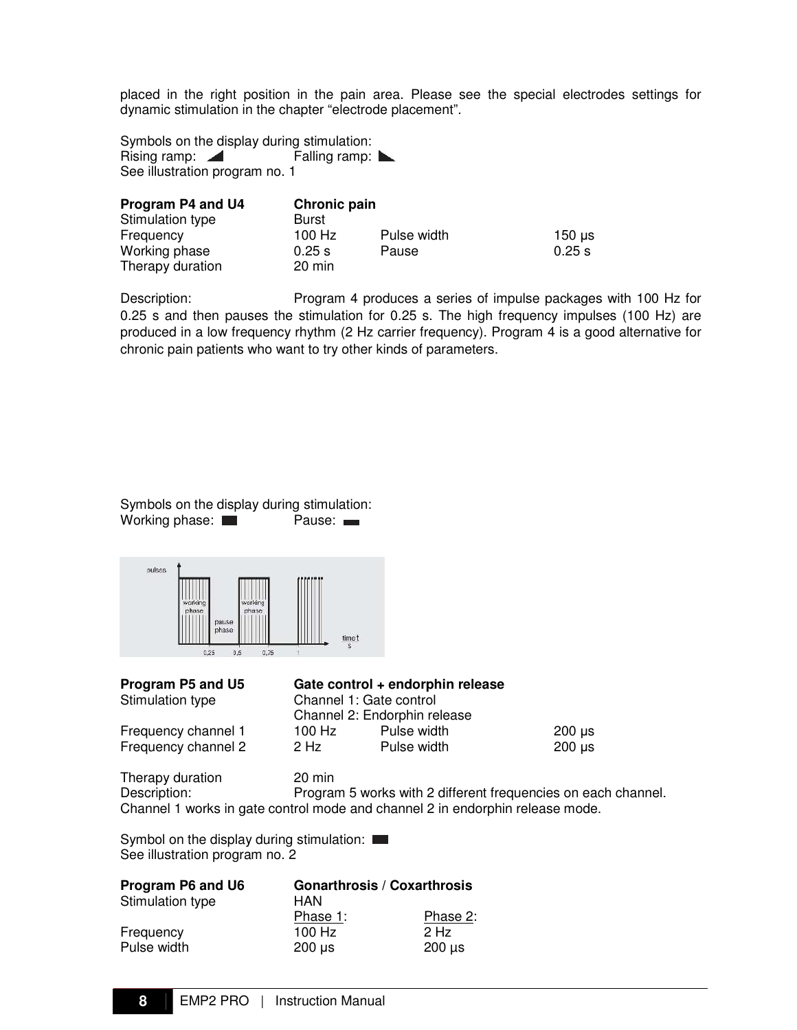placed in the right position in the pain area. Please see the special electrodes settings for dynamic stimulation in the chapter “electrode placement”.

Symbols on the display during stimulation:
Rising ramp: ◢ Falling ramp: ◣
See illustration program no. 1

| **Program P4 and U4** | **Chronic pain** | | |
|---|---|---|---|
| Stimulation type | Burst | | |
| Frequency | 100 Hz | Pulse width | 150 µs |
| Working phase | 0.25 s | Pause | 0.25 s |
| Therapy duration | 20 min | | |

Description: Program 4 produces a series of impulse packages with 100 Hz for 0.25 s and then pauses the stimulation for 0.25 s. The high frequency impulses (100 Hz) are produced in a low frequency rhythm (2 Hz carrier frequency). Program 4 is a good alternative for chronic pain patients who want to try other kinds of parameters.

Symbols on the display during stimulation:
Working phase: ■ Pause: ▬

| **Program P5 and U5** | **Gate control + endorphin release** | | |
|---|---|---|---|
| Stimulation type | Channel 1: Gate control | | |
| | Channel 2: Endorphin release | | |
| Frequency channel 1 | 100 Hz | Pulse width | 200 µs |
| Frequency channel 2 | 2 Hz | Pulse width | 200 µs |

Therapy duration 20 min
Description: Program 5 works with 2 different frequencies on each channel. Channel 1 works in gate control mode and channel 2 in endorphin release mode.

Symbol on the display during stimulation: ■
See illustration program no. 2

| **Program P6 and U6** | **Gonarthrosis / Coxarthrosis** | |
|---|---|---|
| Stimulation type | HAN | |
| | Phase 1: | Phase 2: |
| Frequency | 100 Hz | 2 Hz |
| Pulse width | 200 µs | 200 µs |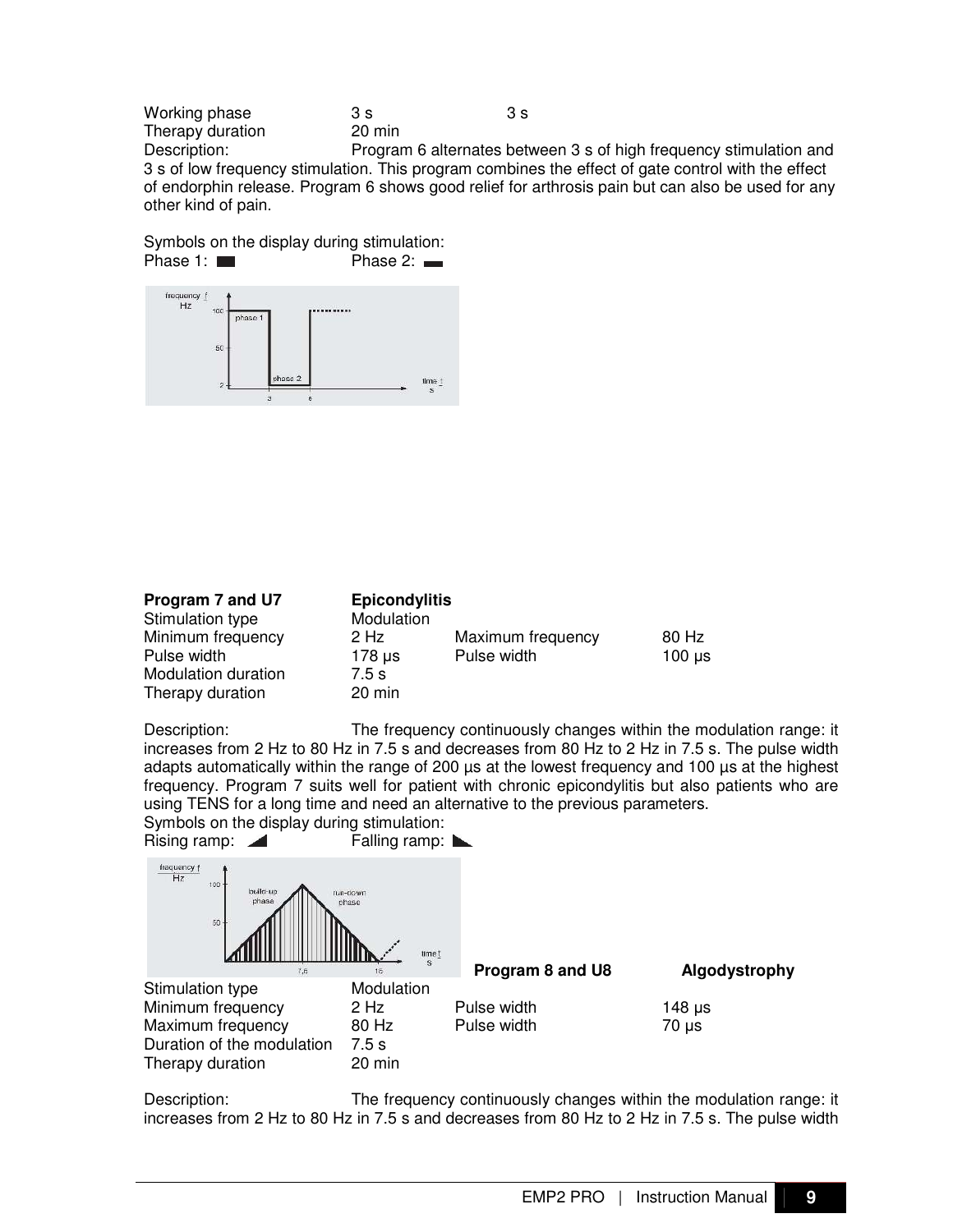| | | |
|---|---|---|
| Working phase | 3 s | 3 s |
| Therapy duration | 20 min | |

Description: Program 6 alternates between 3 s of high frequency stimulation and 3 s of low frequency stimulation. This program combines the effect of gate control with the effect of endorphin release. Program 6 shows good relief for arthrosis pain but can also be used for any other kind of pain.

Symbols on the display during stimulation:
Phase 1: ▬ Phase 2: ▬

**Program 7 and U7** **Epicondylitis**

| | | | |
|---|---|---|---|
| Stimulation type | Modulation | | |
| Minimum frequency | 2 Hz | Maximum frequency | 80 Hz |
| Pulse width | 178 µs | Pulse width | 100 µs |
| Modulation duration | 7.5 s | | |
| Therapy duration | 20 min | | |

Description: The frequency continuously changes within the modulation range: it increases from 2 Hz to 80 Hz in 7.5 s and decreases from 80 Hz to 2 Hz in 7.5 s. The pulse width adapts automatically within the range of 200 µs at the lowest frequency and 100 µs at the highest frequency. Program 7 suits well for patient with chronic epicondylitis but also patients who are using TENS for a long time and need an alternative to the previous parameters.
Symbols on the display during stimulation:
Rising ramp: ◢ Falling ramp: ◣

**Program 8 and U8** **Algodystrophy**

| | | | |
|---|---|---|---|
| Stimulation type | Modulation | | |
| Minimum frequency | 2 Hz | Pulse width | 148 µs |
| Maximum frequency | 80 Hz | Pulse width | 70 µs |
| Duration of the modulation | 7.5 s | | |
| Therapy duration | 20 min | | |

Description: The frequency continuously changes within the modulation range: it increases from 2 Hz to 80 Hz in 7.5 s and decreases from 80 Hz to 2 Hz in 7.5 s. The pulse width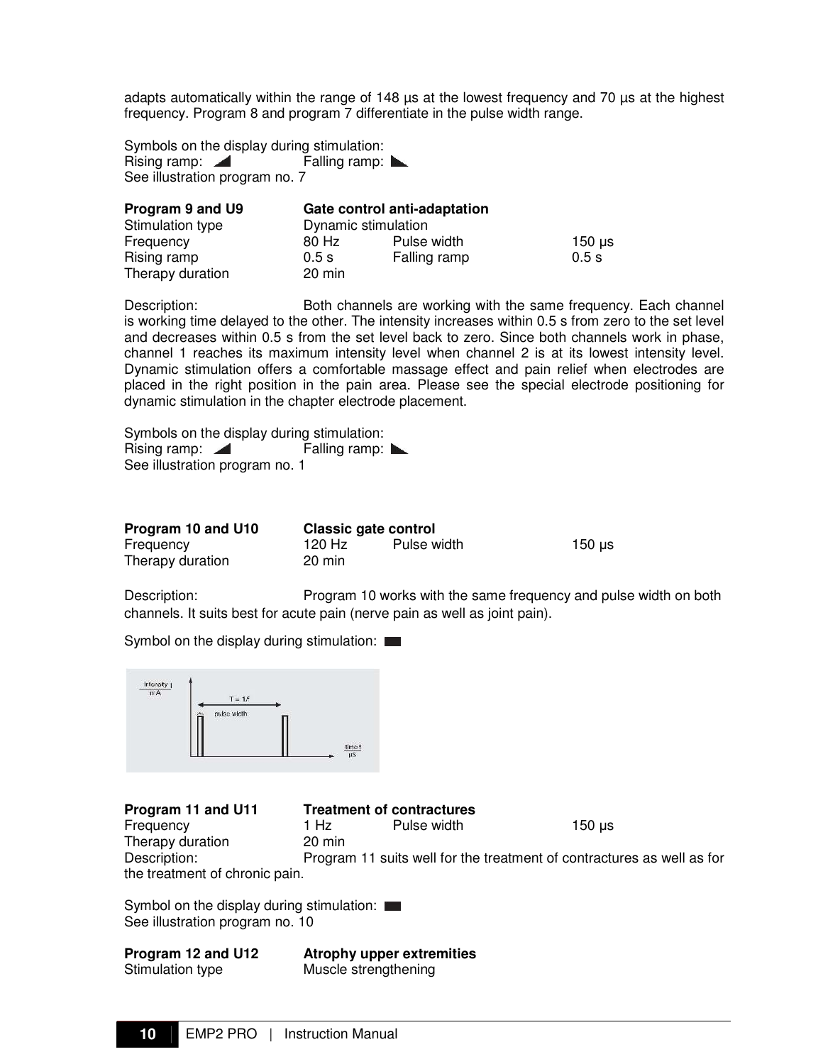adapts automatically within the range of 148 µs at the lowest frequency and 70 µs at the highest frequency. Program 8 and program 7 differentiate in the pulse width range.

Symbols on the display during stimulation:
Rising ramp: ◢ Falling ramp: ◣
See illustration program no. 7

**Program 9 and U9** **Gate control anti-adaptation**

| | | | |
|---|---|---|---|
| Stimulation type | Dynamic stimulation | | |
| Frequency | 80 Hz | Pulse width | 150 µs |
| Rising ramp | 0.5 s | Falling ramp | 0.5 s |
| Therapy duration | 20 min | | |

Description: Both channels are working with the same frequency. Each channel is working time delayed to the other. The intensity increases within 0.5 s from zero to the set level and decreases within 0.5 s from the set level back to zero. Since both channels work in phase, channel 1 reaches its maximum intensity level when channel 2 is at its lowest intensity level. Dynamic stimulation offers a comfortable massage effect and pain relief when electrodes are placed in the right position in the pain area. Please see the special electrode positioning for dynamic stimulation in the chapter electrode placement.

Symbols on the display during stimulation:
Rising ramp: ◢ Falling ramp: ◣
See illustration program no. 1

**Program 10 and U10** **Classic gate control**

| | | | |
|---|---|---|---|
| Frequency | 120 Hz | Pulse width | 150 µs |
| Therapy duration | 20 min | | |

Description: Program 10 works with the same frequency and pulse width on both channels. It suits best for acute pain (nerve pain as well as joint pain).

Symbol on the display during stimulation: ▬

**Program 11 and U11** **Treatment of contractures**

| | | | |
|---|---|---|---|
| Frequency | 1 Hz | Pulse width | 150 µs |
| Therapy duration | 20 min | | |

Description: Program 11 suits well for the treatment of contractures as well as for the treatment of chronic pain.

Symbol on the display during stimulation: ▬
See illustration program no. 10

**Program 12 and U12** **Atrophy upper extremities**

Stimulation type Muscle strengthening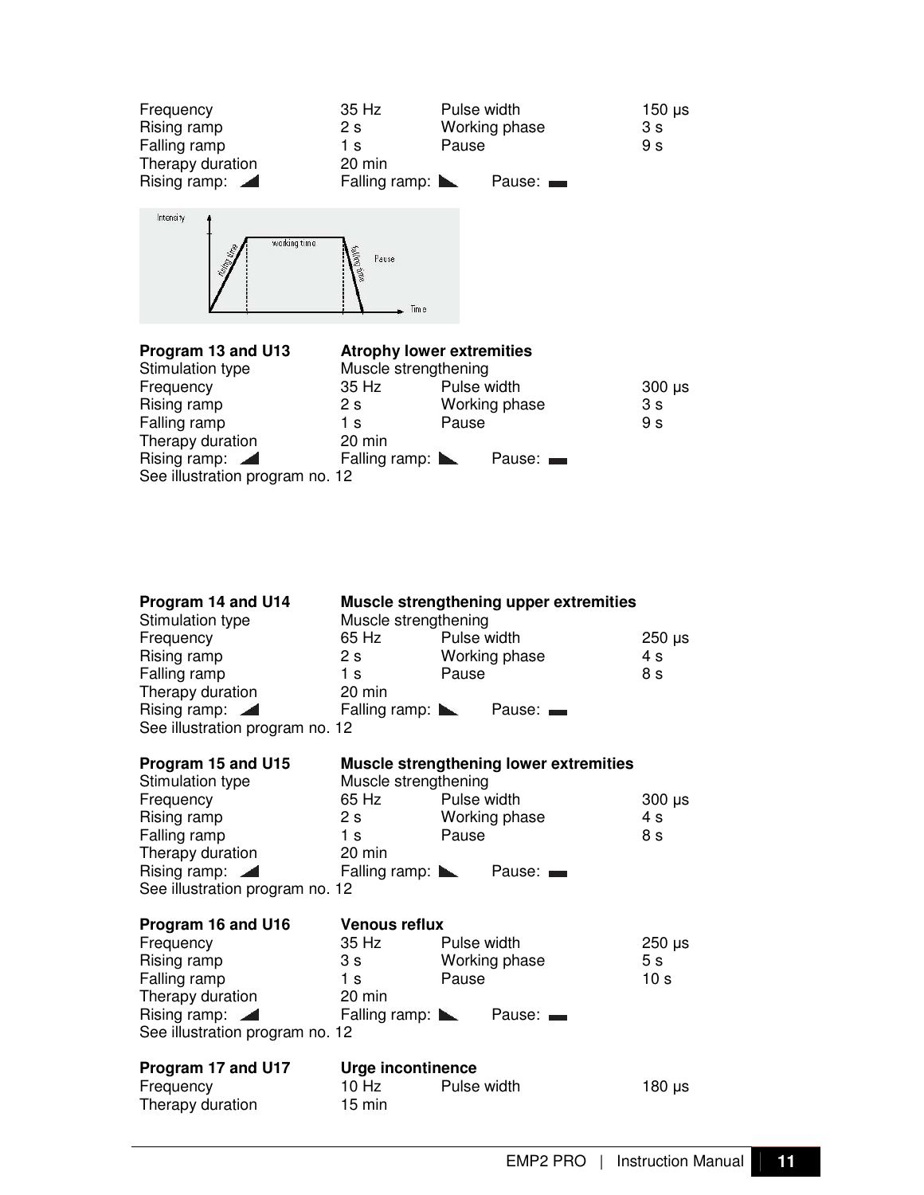| | | | |
|---|---|---|---|
| Frequency | 35 Hz | Pulse width | 150 µs |
| Rising ramp | 2 s | Working phase | 3 s |
| Falling ramp | 1 s | Pause | 9 s |
| Therapy duration | 20 min | | |
| Rising ramp: | Falling ramp: | Pause: | |

**Program 13 and U13** **Atrophy lower extremities**

| | | | |
|---|---|---|---|
| Stimulation type | Muscle strengthening | | |
| Frequency | 35 Hz | Pulse width | 300 µs |
| Rising ramp | 2 s | Working phase | 3 s |
| Falling ramp | 1 s | Pause | 9 s |
| Therapy duration | 20 min | | |
| Rising ramp: | Falling ramp: | Pause: | |

See illustration program no. 12

**Program 14 and U14** **Muscle strengthening upper extremities**

| | | | |
|---|---|---|---|
| Stimulation type | Muscle strengthening | | |
| Frequency | 65 Hz | Pulse width | 250 µs |
| Rising ramp | 2 s | Working phase | 4 s |
| Falling ramp | 1 s | Pause | 8 s |
| Therapy duration | 20 min | | |
| Rising ramp: | Falling ramp: | Pause: | |

See illustration program no. 12

**Program 15 and U15** **Muscle strengthening lower extremities**

| | | | |
|---|---|---|---|
| Stimulation type | Muscle strengthening | | |
| Frequency | 65 Hz | Pulse width | 300 µs |
| Rising ramp | 2 s | Working phase | 4 s |
| Falling ramp | 1 s | Pause | 8 s |
| Therapy duration | 20 min | | |
| Rising ramp: | Falling ramp: | Pause: | |

See illustration program no. 12

**Program 16 and U16** **Venous reflux**

| | | | |
|---|---|---|---|
| Frequency | 35 Hz | Pulse width | 250 µs |
| Rising ramp | 3 s | Working phase | 5 s |
| Falling ramp | 1 s | Pause | 10 s |
| Therapy duration | 20 min | | |
| Rising ramp: | Falling ramp: | Pause: | |

See illustration program no. 12

**Program 17 and U17** **Urge incontinence**

| | | | |
|---|---|---|---|
| Frequency | 10 Hz | Pulse width | 180 µs |
| Therapy duration | 15 min | | |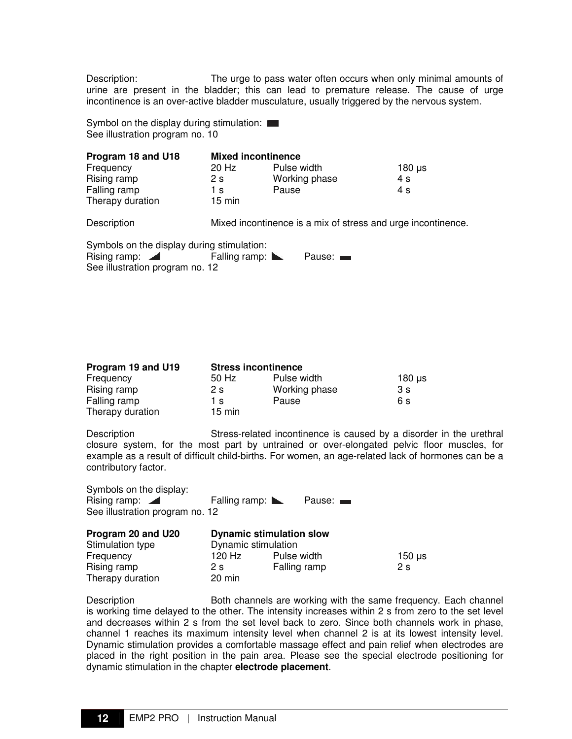Description: The urge to pass water often occurs when only minimal amounts of urine are present in the bladder; this can lead to premature release. The cause of urge incontinence is an over-active bladder musculature, usually triggered by the nervous system.

Symbol on the display during stimulation: ▬
See illustration program no. 10

| **Program 18 and U18** | **Mixed incontinence** | | |
|---|---|---|---|
| Frequency | 20 Hz | Pulse width | 180 µs |
| Rising ramp | 2 s | Working phase | 4 s |
| Falling ramp | 1 s | Pause | 4 s |
| Therapy duration | 15 min | | |

Description Mixed incontinence is a mix of stress and urge incontinence.

Symbols on the display during stimulation:
Rising ramp: ◢ Falling ramp: ◣ Pause: ▬
See illustration program no. 12

| **Program 19 and U19** | **Stress incontinence** | | |
|---|---|---|---|
| Frequency | 50 Hz | Pulse width | 180 µs |
| Rising ramp | 2 s | Working phase | 3 s |
| Falling ramp | 1 s | Pause | 6 s |
| Therapy duration | 15 min | | |

Description Stress-related incontinence is caused by a disorder in the urethral closure system, for the most part by untrained or over-elongated pelvic floor muscles, for example as a result of difficult child-births. For women, an age-related lack of hormones can be a contributory factor.

Symbols on the display:
Rising ramp: ◢ Falling ramp: ◣ Pause: ▬
See illustration program no. 12

| **Program 20 and U20** | **Dynamic stimulation slow** | | |
|---|---|---|---|
| Stimulation type | Dynamic stimulation | | |
| Frequency | 120 Hz | Pulse width | 150 µs |
| Rising ramp | 2 s | Falling ramp | 2 s |
| Therapy duration | 20 min | | |

Description Both channels are working with the same frequency. Each channel is working time delayed to the other. The intensity increases within 2 s from zero to the set level and decreases within 2 s from the set level back to zero. Since both channels work in phase, channel 1 reaches its maximum intensity level when channel 2 is at its lowest intensity level. Dynamic stimulation provides a comfortable massage effect and pain relief when electrodes are placed in the right position in the pain area. Please see the special electrode positioning for dynamic stimulation in the chapter **electrode placement**.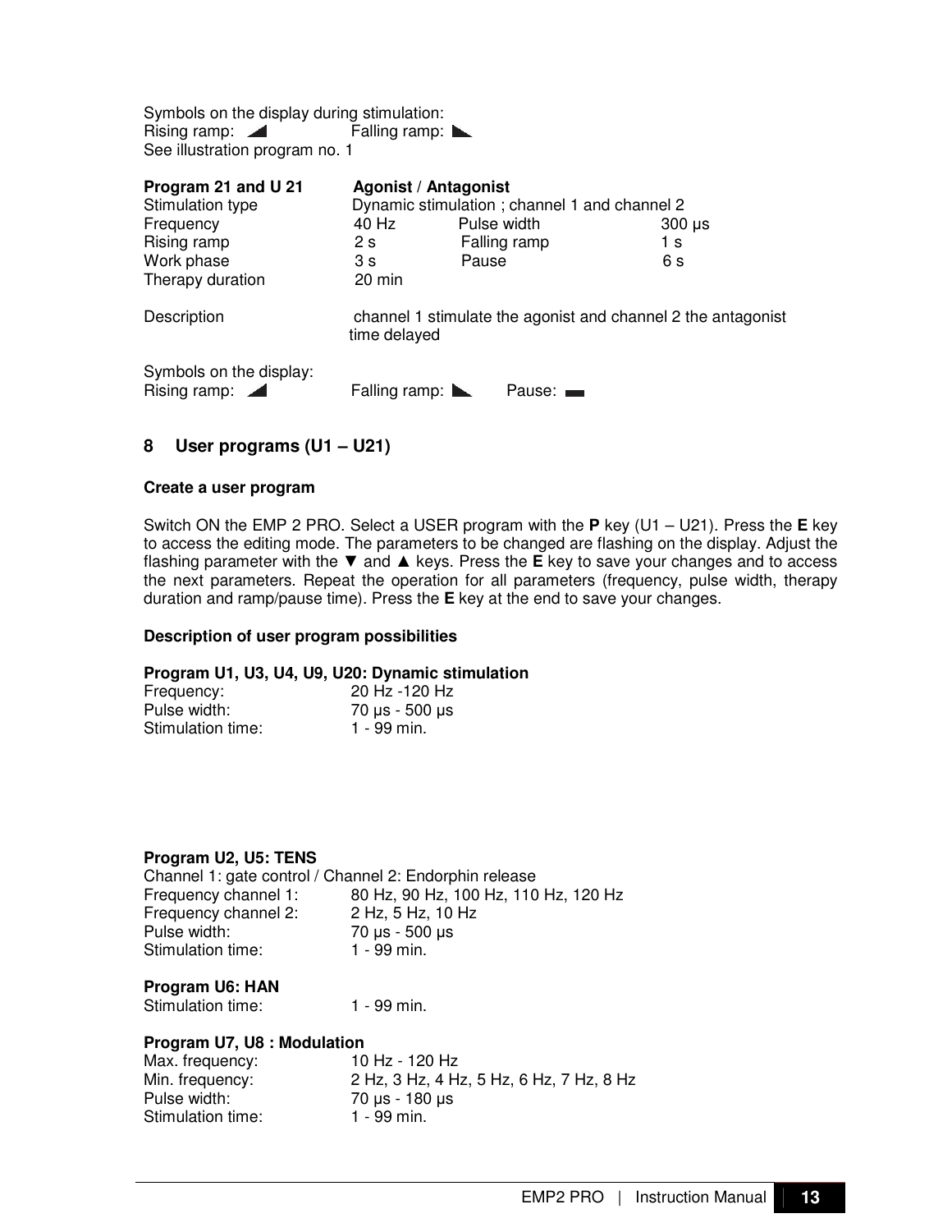Symbols on the display during stimulation:
Rising ramp: ◢ Falling ramp: ◣
See illustration program no. 1

**Program 21 and U 21** **Agonist / Antagonist**

| | | | |
|---|---|---|---|
| Stimulation type | Dynamic stimulation ; channel 1 and channel 2 | | |
| Frequency | 40 Hz | Pulse width | 300 µs |
| Rising ramp | 2 s | Falling ramp | 1 s |
| Work phase | 3 s | Pause | 6 s |
| Therapy duration | 20 min | | |
| Description | channel 1 stimulate the agonist and channel 2 the antagonist time delayed | | |

Symbols on the display:
Rising ramp: ◢ Falling ramp: ◣ Pause: ▬

## 8 User programs (U1 – U21)

### Create a user program

Switch ON the EMP 2 PRO. Select a USER program with the **P** key (U1 – U21). Press the **E** key to access the editing mode. The parameters to be changed are flashing on the display. Adjust the flashing parameter with the ▼ and ▲ keys. Press the **E** key to save your changes and to access the next parameters. Repeat the operation for all parameters (frequency, pulse width, therapy duration and ramp/pause time). Press the **E** key at the end to save your changes.

### Description of user program possibilities

**Program U1, U3, U4, U9, U20: Dynamic stimulation**

| | |
|---|---|
| Frequency: | 20 Hz -120 Hz |
| Pulse width: | 70 µs - 500 µs |
| Stimulation time: | 1 - 99 min. |

**Program U2, U5: TENS**

Channel 1: gate control / Channel 2: Endorphin release

| | |
|---|---|
| Frequency channel 1: | 80 Hz, 90 Hz, 100 Hz, 110 Hz, 120 Hz |
| Frequency channel 2: | 2 Hz, 5 Hz, 10 Hz |
| Pulse width: | 70 µs - 500 µs |
| Stimulation time: | 1 - 99 min. |

**Program U6: HAN**

| | |
|---|---|
| Stimulation time: | 1 - 99 min. |

**Program U7, U8 : Modulation**

| | |
|---|---|
| Max. frequency: | 10 Hz - 120 Hz |
| Min. frequency: | 2 Hz, 3 Hz, 4 Hz, 5 Hz, 6 Hz, 7 Hz, 8 Hz |
| Pulse width: | 70 µs - 180 µs |
| Stimulation time: | 1 - 99 min. |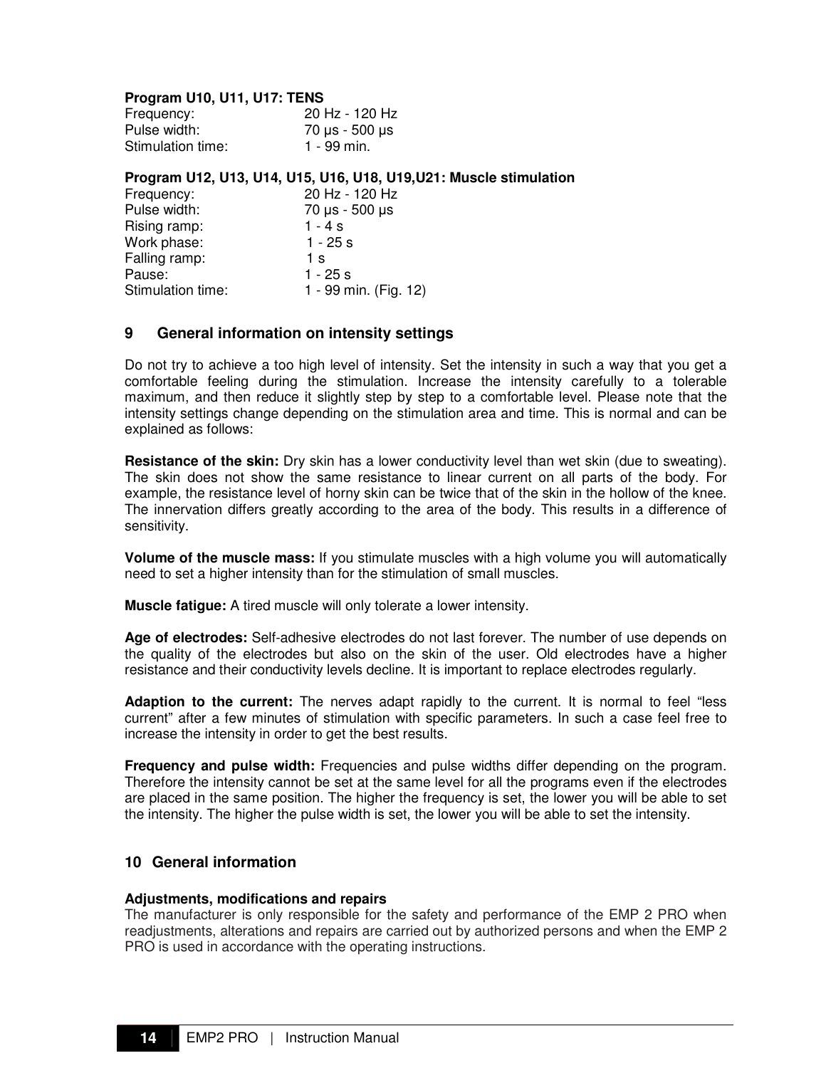**Program U10, U11, U17: TENS**

| | |
|---|---|
| Frequency: | 20 Hz - 120 Hz |
| Pulse width: | 70 µs - 500 µs |
| Stimulation time: | 1 - 99 min. |

**Program U12, U13, U14, U15, U16, U18, U19,U21: Muscle stimulation**

| | |
|---|---|
| Frequency: | 20 Hz - 120 Hz |
| Pulse width: | 70 µs - 500 µs |
| Rising ramp: | 1 - 4 s |
| Work phase: | 1 - 25 s |
| Falling ramp: | 1 s |
| Pause: | 1 - 25 s |
| Stimulation time: | 1 - 99 min. (Fig. 12) |

## 9 General information on intensity settings

Do not try to achieve a too high level of intensity. Set the intensity in such a way that you get a comfortable feeling during the stimulation. Increase the intensity carefully to a tolerable maximum, and then reduce it slightly step by step to a comfortable level. Please note that the intensity settings change depending on the stimulation area and time. This is normal and can be explained as follows:

**Resistance of the skin:** Dry skin has a lower conductivity level than wet skin (due to sweating). The skin does not show the same resistance to linear current on all parts of the body. For example, the resistance level of horny skin can be twice that of the skin in the hollow of the knee. The innervation differs greatly according to the area of the body. This results in a difference of sensitivity.

**Volume of the muscle mass:** If you stimulate muscles with a high volume you will automatically need to set a higher intensity than for the stimulation of small muscles.

**Muscle fatigue:** A tired muscle will only tolerate a lower intensity.

**Age of electrodes:** Self-adhesive electrodes do not last forever. The number of use depends on the quality of the electrodes but also on the skin of the user. Old electrodes have a higher resistance and their conductivity levels decline. It is important to replace electrodes regularly.

**Adaption to the current:** The nerves adapt rapidly to the current. It is normal to feel "less current" after a few minutes of stimulation with specific parameters. In such a case feel free to increase the intensity in order to get the best results.

**Frequency and pulse width:** Frequencies and pulse widths differ depending on the program. Therefore the intensity cannot be set at the same level for all the programs even if the electrodes are placed in the same position. The higher the frequency is set, the lower you will be able to set the intensity. The higher the pulse width is set, the lower you will be able to set the intensity.

## 10 General information

**Adjustments, modifications and repairs**

The manufacturer is only responsible for the safety and performance of the EMP 2 PRO when readjustments, alterations and repairs are carried out by authorized persons and when the EMP 2 PRO is used in accordance with the operating instructions.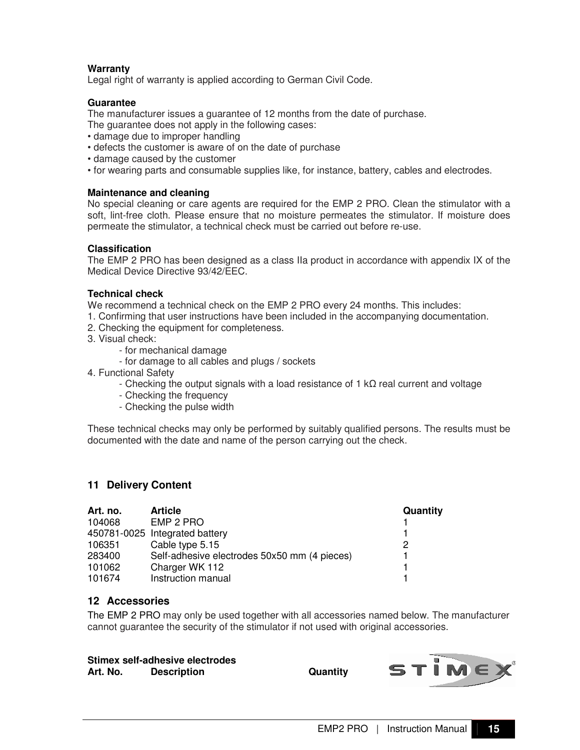**Warranty**
Legal right of warranty is applied according to German Civil Code.

**Guarantee**
The manufacturer issues a guarantee of 12 months from the date of purchase.
The guarantee does not apply in the following cases:
• damage due to improper handling
• defects the customer is aware of on the date of purchase
• damage caused by the customer
• for wearing parts and consumable supplies like, for instance, battery, cables and electrodes.

**Maintenance and cleaning**
No special cleaning or care agents are required for the EMP 2 PRO. Clean the stimulator with a soft, lint-free cloth. Please ensure that no moisture permeates the stimulator. If moisture does permeate the stimulator, a technical check must be carried out before re-use.

**Classification**
The EMP 2 PRO has been designed as a class IIa product in accordance with appendix IX of the Medical Device Directive 93/42/EEC.

**Technical check**
We recommend a technical check on the EMP 2 PRO every 24 months. This includes:
1. Confirming that user instructions have been included in the accompanying documentation.
2. Checking the equipment for completeness.
3. Visual check:
   - for mechanical damage
   - for damage to all cables and plugs / sockets
4. Functional Safety
   - Checking the output signals with a load resistance of 1 kΩ real current and voltage
   - Checking the frequency
   - Checking the pulse width

These technical checks may only be performed by suitably qualified persons. The results must be documented with the date and name of the person carrying out the check.

## 11 Delivery Content

| Art. no. | Article | Quantity |
|---|---|---|
| 104068 | EMP 2 PRO | 1 |
| 450781-0025 | Integrated battery | 1 |
| 106351 | Cable type 5.15 | 2 |
| 283400 | Self-adhesive electrodes 50x50 mm (4 pieces) | 1 |
| 101062 | Charger WK 112 | 1 |
| 101674 | Instruction manual | 1 |

## 12 Accessories

The EMP 2 PRO may only be used together with all accessories named below. The manufacturer cannot guarantee the security of the stimulator if not used with original accessories.

**Stimex self-adhesive electrodes**

| Art. No. | Description | Quantity |
|---|---|---|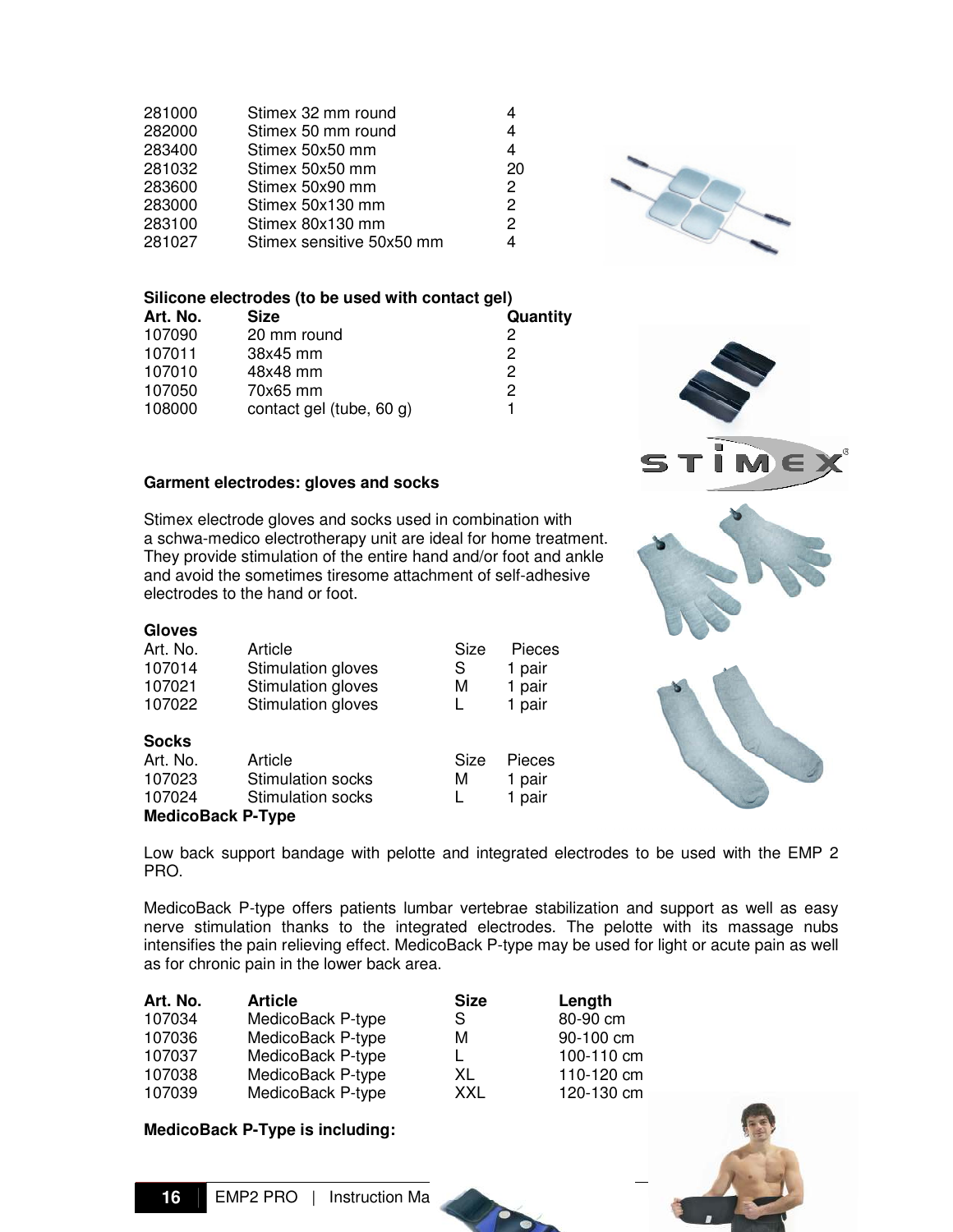| | | |
|---|---|---|
| 281000 | Stimex 32 mm round | 4 |
| 282000 | Stimex 50 mm round | 4 |
| 283400 | Stimex 50x50 mm | 4 |
| 281032 | Stimex 50x50 mm | 20 |
| 283600 | Stimex 50x90 mm | 2 |
| 283000 | Stimex 50x130 mm | 2 |
| 283100 | Stimex 80x130 mm | 2 |
| 281027 | Stimex sensitive 50x50 mm | 4 |

**Silicone electrodes (to be used with contact gel)**

| Art. No. | Size | Quantity |
|---|---|---|
| 107090 | 20 mm round | 2 |
| 107011 | 38x45 mm | 2 |
| 107010 | 48x48 mm | 2 |
| 107050 | 70x65 mm | 2 |
| 108000 | contact gel (tube, 60 g) | 1 |

**Garment electrodes: gloves and socks**

Stimex electrode gloves and socks used in combination with a schwa-medico electrotherapy unit are ideal for home treatment. They provide stimulation of the entire hand and/or foot and ankle and avoid the sometimes tiresome attachment of self-adhesive electrodes to the hand or foot.

**Gloves**

| Art. No. | Article | Size | Pieces |
|---|---|---|---|
| 107014 | Stimulation gloves | S | 1 pair |
| 107021 | Stimulation gloves | M | 1 pair |
| 107022 | Stimulation gloves | L | 1 pair |

**Socks**

| Art. No. | Article | Size | Pieces |
|---|---|---|---|
| 107023 | Stimulation socks | M | 1 pair |
| 107024 | Stimulation socks | L | 1 pair |

**MedicoBack P-Type**

Low back support bandage with pelotte and integrated electrodes to be used with the EMP 2 PRO.

MedicoBack P-type offers patients lumbar vertebrae stabilization and support as well as easy nerve stimulation thanks to the integrated electrodes. The pelotte with its massage nubs intensifies the pain relieving effect. MedicoBack P-type may be used for light or acute pain as well as for chronic pain in the lower back area.

| Art. No. | Article | Size | Length |
|---|---|---|---|
| 107034 | MedicoBack P-type | S | 80-90 cm |
| 107036 | MedicoBack P-type | M | 90-100 cm |
| 107037 | MedicoBack P-type | L | 100-110 cm |
| 107038 | MedicoBack P-type | XL | 110-120 cm |
| 107039 | MedicoBack P-type | XXL | 120-130 cm |

**MedicoBack P-Type is including:**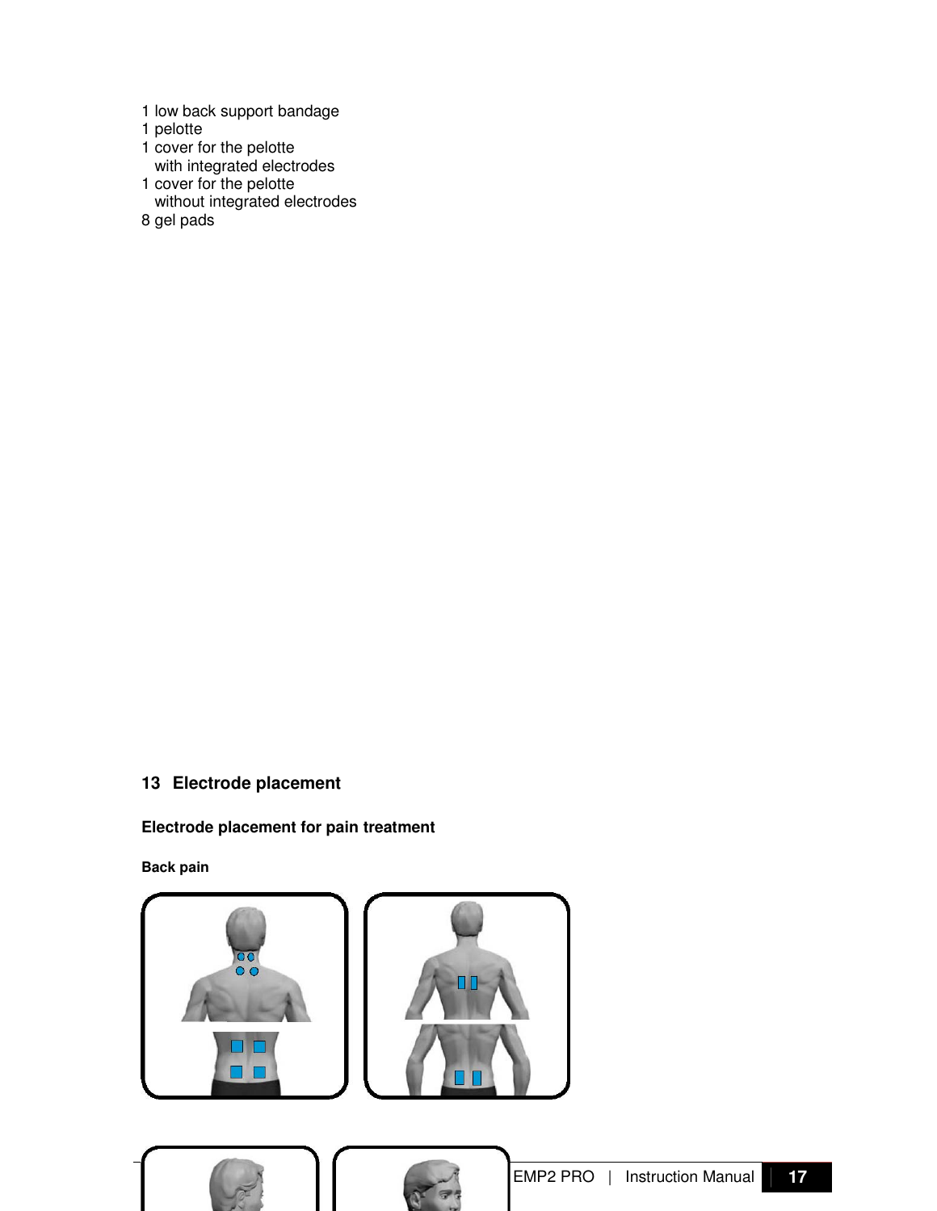1 low back support bandage
1 pelotte
1 cover for the pelotte
with integrated electrodes
1 cover for the pelotte
without integrated electrodes
8 gel pads

## 13 Electrode placement

### Electrode placement for pain treatment

#### Back pain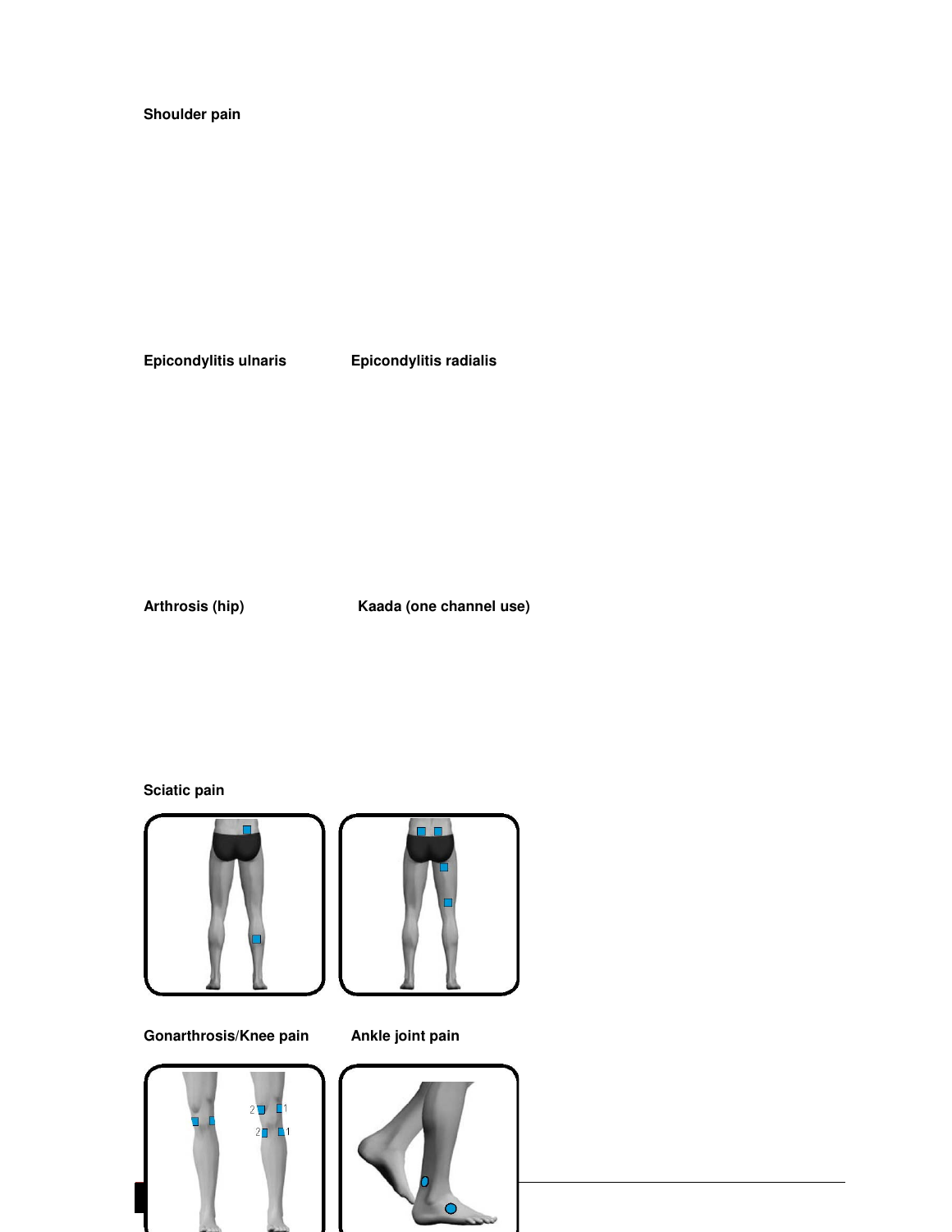**Shoulder pain**

**Epicondylitis ulnaris**

**Epicondylitis radialis**

**Arthrosis (hip)**

**Kaada (one channel use)**

**Sciatic pain**

**Gonarthrosis/Knee pain**

**Ankle joint pain**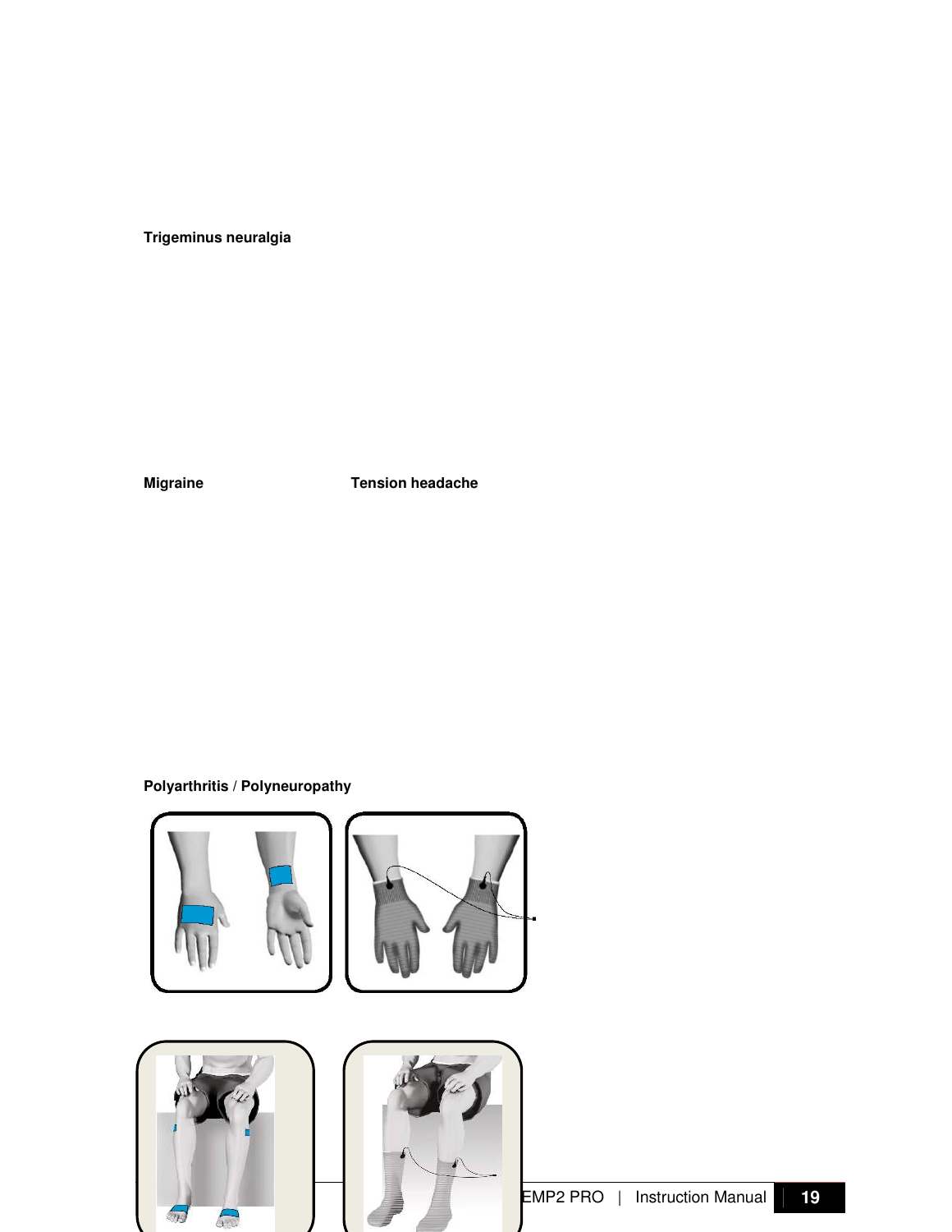**Trigeminus neuralgia**

**Migraine**

**Tension headache**

**Polyarthritis / Polyneuropathy**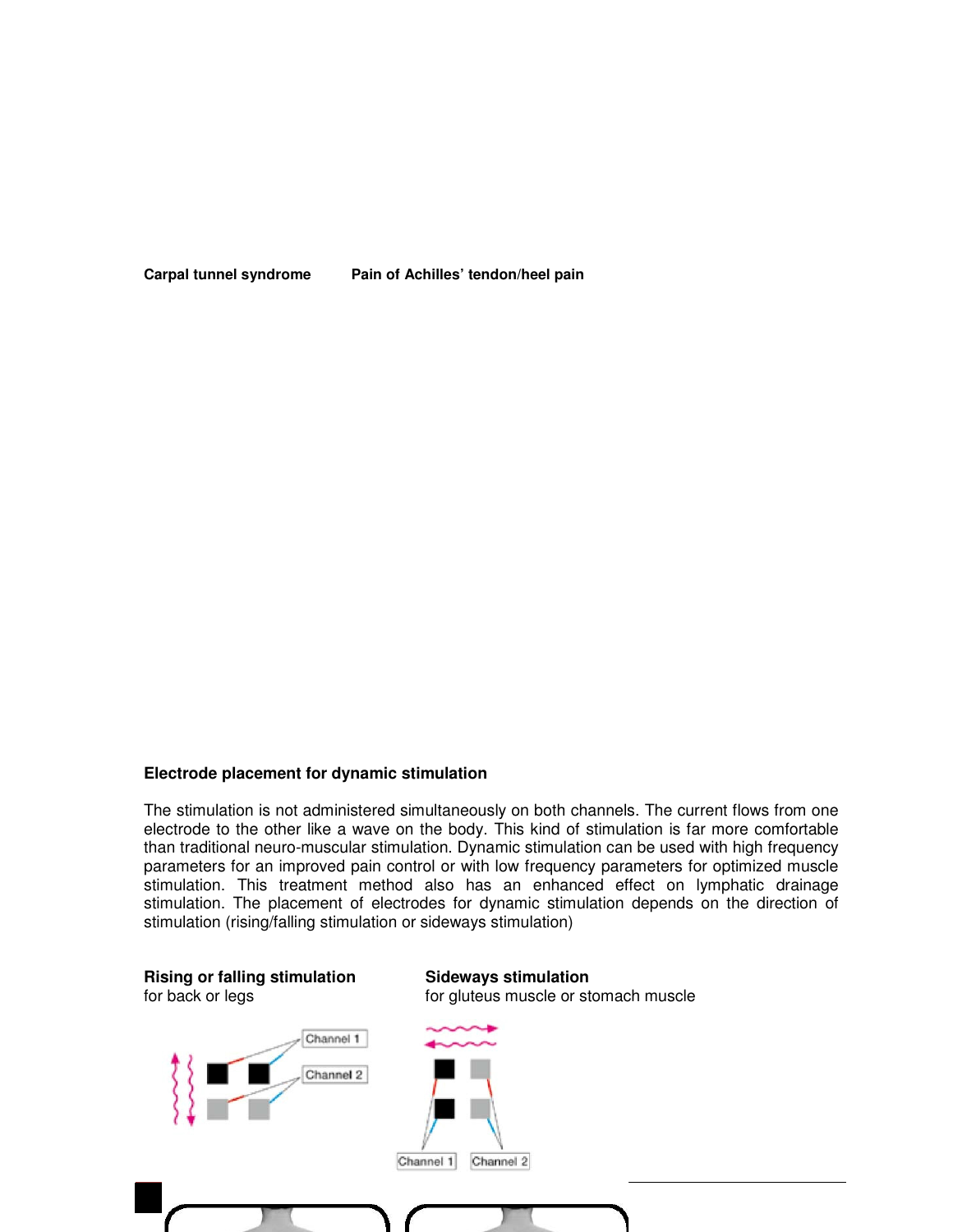**Carpal tunnel syndrome** **Pain of Achilles' tendon/heel pain**

**Electrode placement for dynamic stimulation**

The stimulation is not administered simultaneously on both channels. The current flows from one electrode to the other like a wave on the body. This kind of stimulation is far more comfortable than traditional neuro-muscular stimulation. Dynamic stimulation can be used with high frequency parameters for an improved pain control or with low frequency parameters for optimized muscle stimulation. This treatment method also has an enhanced effect on lymphatic drainage stimulation. The placement of electrodes for dynamic stimulation depends on the direction of stimulation (rising/falling stimulation or sideways stimulation)

**Rising or falling stimulation**
for back or legs

Channel 1
Channel 2

**Sideways stimulation**
for gluteus muscle or stomach muscle

Channel 1 Channel 2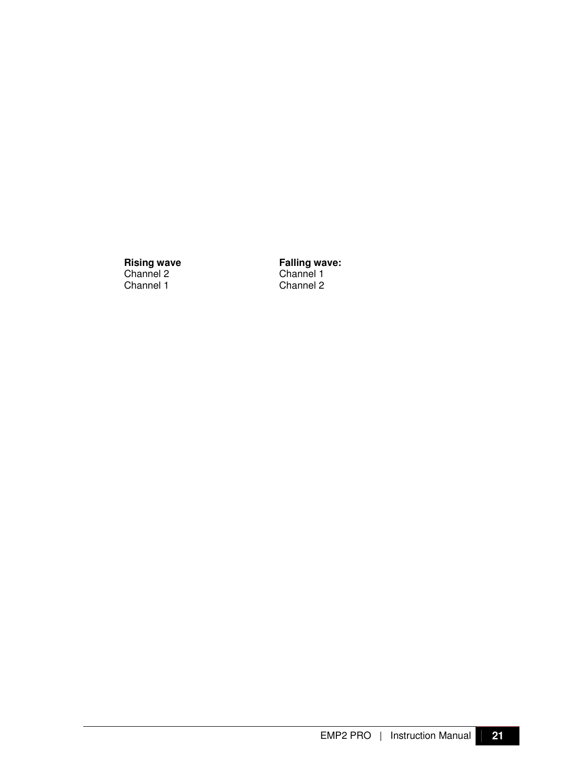| **Rising wave** | **Falling wave:** |
| --- | --- |
| Channel 2 | Channel 1 |
| Channel 1 | Channel 2 |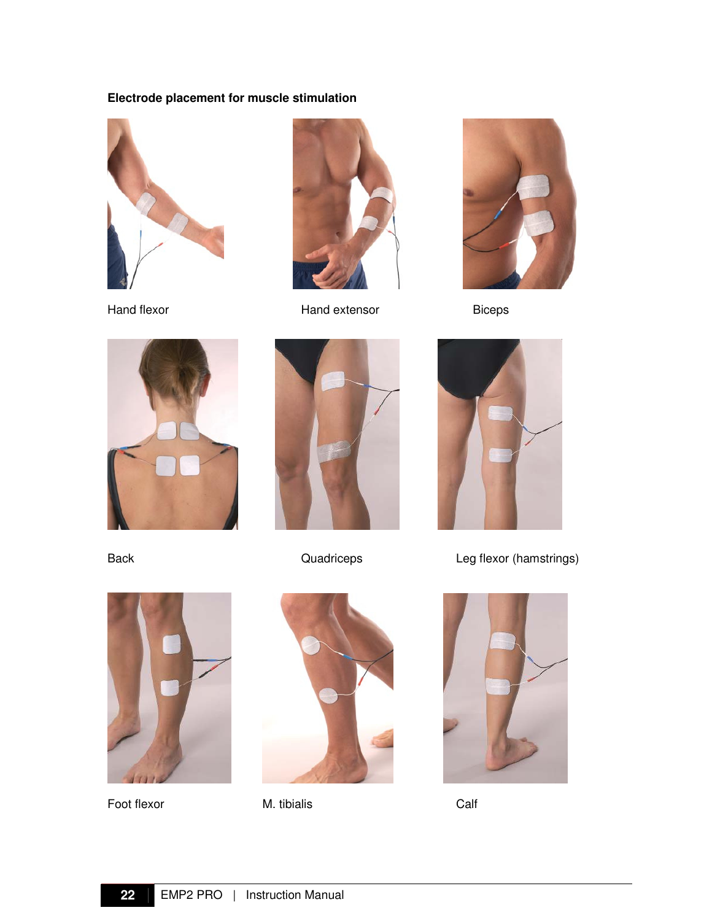**Electrode placement for muscle stimulation**

Hand flexor

Hand extensor

Biceps

Back

Quadriceps

Leg flexor (hamstrings)

Foot flexor

M. tibialis

Calf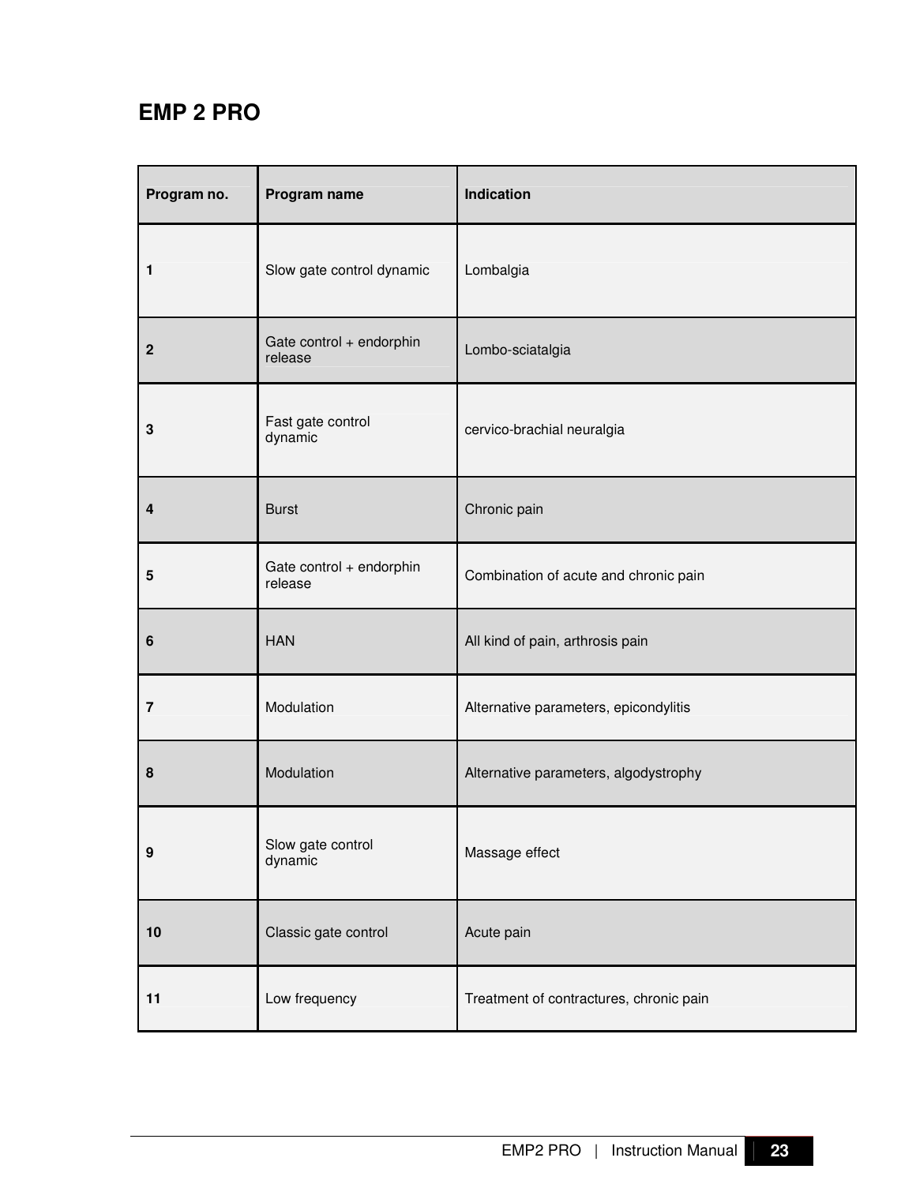## EMP 2 PRO

| Program no. | Program name | Indication |
|---|---|---|
| 1 | Slow gate control dynamic | Lombalgia |
| 2 | Gate control + endorphin release | Lombo-sciatalgia |
| 3 | Fast gate control dynamic | cervico-brachial neuralgia |
| 4 | Burst | Chronic pain |
| 5 | Gate control + endorphin release | Combination of acute and chronic pain |
| 6 | HAN | All kind of pain, arthrosis pain |
| 7 | Modulation | Alternative parameters, epicondylitis |
| 8 | Modulation | Alternative parameters, algodystrophy |
| 9 | Slow gate control dynamic | Massage effect |
| 10 | Classic gate control | Acute pain |
| 11 | Low frequency | Treatment of contractures, chronic pain |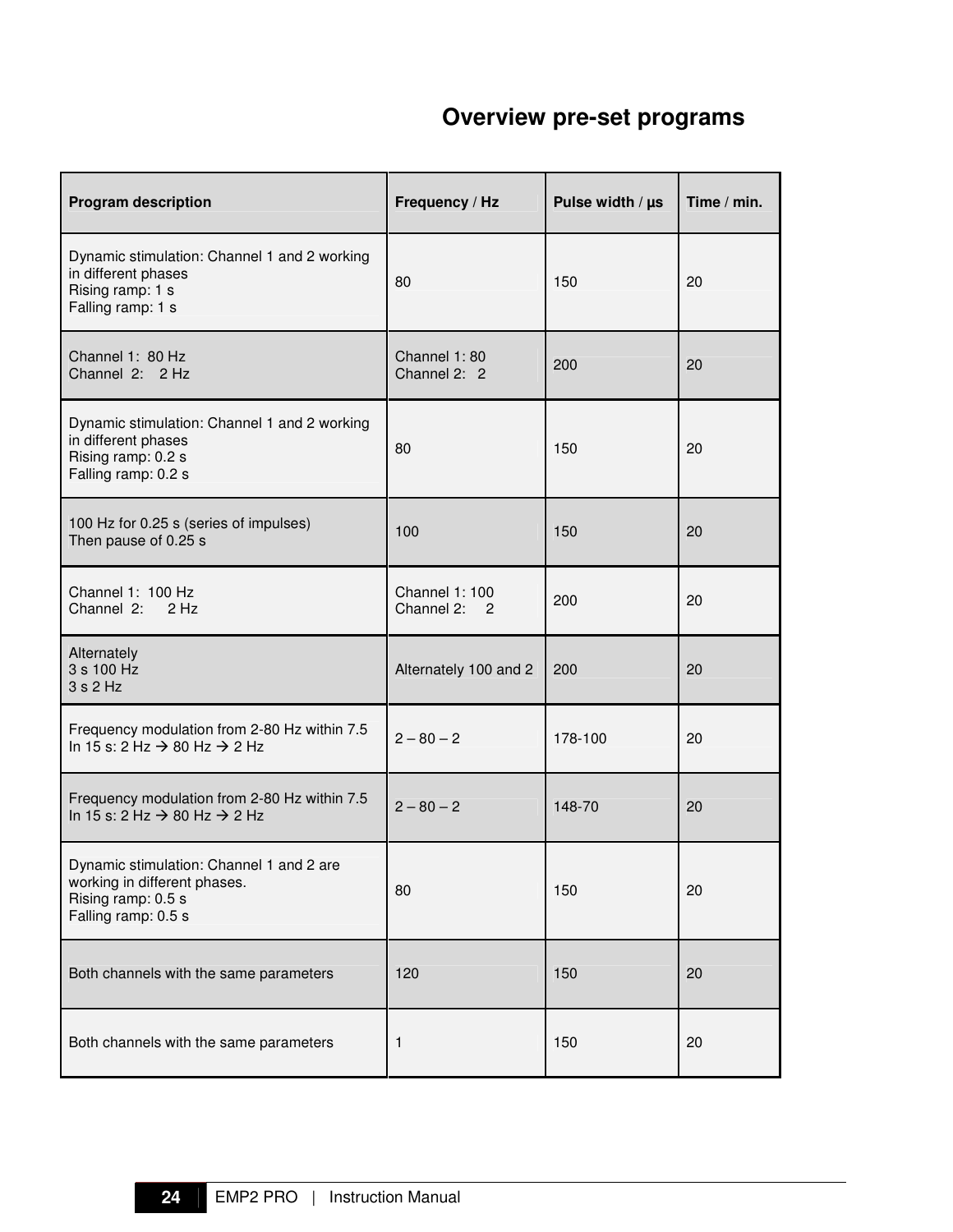# Overview pre-set programs

| Program description | Frequency / Hz | Pulse width / µs | Time / min. |
|---|---|---|---|
| Dynamic stimulation: Channel 1 and 2 working in different phases<br>Rising ramp: 1 s<br>Falling ramp: 1 s | 80 | 150 | 20 |
| Channel 1: 80 Hz<br>Channel 2: 2 Hz | Channel 1: 80<br>Channel 2: 2 | 200 | 20 |
| Dynamic stimulation: Channel 1 and 2 working in different phases<br>Rising ramp: 0.2 s<br>Falling ramp: 0.2 s | 80 | 150 | 20 |
| 100 Hz for 0.25 s (series of impulses)<br>Then pause of 0.25 s | 100 | 150 | 20 |
| Channel 1: 100 Hz<br>Channel 2: 2 Hz | Channel 1: 100<br>Channel 2: 2 | 200 | 20 |
| Alternately<br>3 s 100 Hz<br>3 s 2 Hz | Alternately 100 and 2 | 200 | 20 |
| Frequency modulation from 2-80 Hz within 7.5<br>In 15 s: 2 Hz → 80 Hz → 2 Hz | 2 – 80 – 2 | 178-100 | 20 |
| Frequency modulation from 2-80 Hz within 7.5<br>In 15 s: 2 Hz → 80 Hz → 2 Hz | 2 – 80 – 2 | 148-70 | 20 |
| Dynamic stimulation: Channel 1 and 2 are working in different phases.<br>Rising ramp: 0.5 s<br>Falling ramp: 0.5 s | 80 | 150 | 20 |
| Both channels with the same parameters | 120 | 150 | 20 |
| Both channels with the same parameters | 1 | 150 | 20 |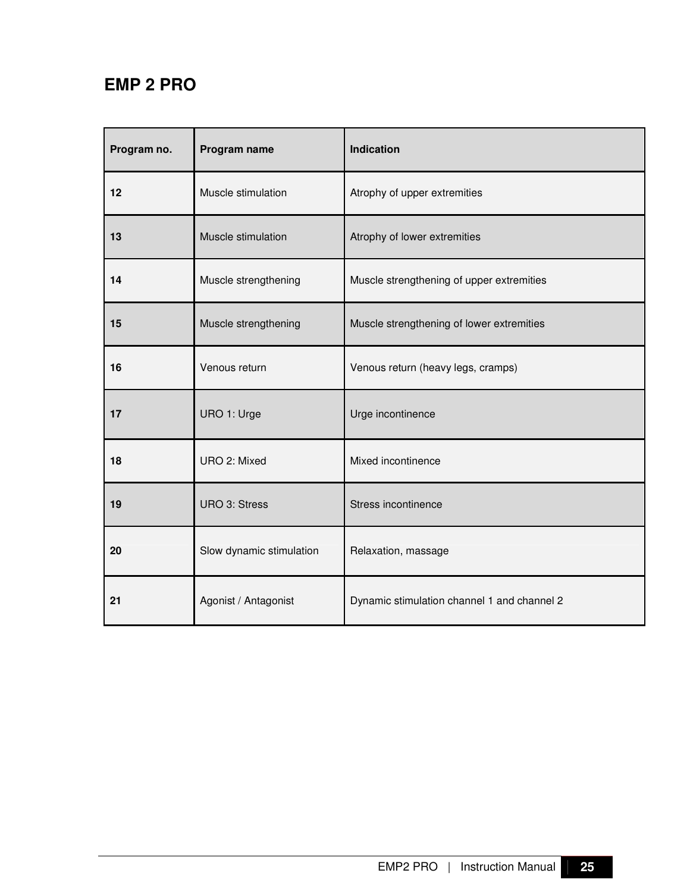## EMP 2 PRO

| Program no. | Program name | Indication |
|---|---|---|
| **12** | Muscle stimulation | Atrophy of upper extremities |
| **13** | Muscle stimulation | Atrophy of lower extremities |
| **14** | Muscle strengthening | Muscle strengthening of upper extremities |
| **15** | Muscle strengthening | Muscle strengthening of lower extremities |
| **16** | Venous return | Venous return (heavy legs, cramps) |
| **17** | URO 1: Urge | Urge incontinence |
| **18** | URO 2: Mixed | Mixed incontinence |
| **19** | URO 3: Stress | Stress incontinence |
| **20** | Slow dynamic stimulation | Relaxation, massage |
| **21** | Agonist / Antagonist | Dynamic stimulation channel 1 and channel 2 |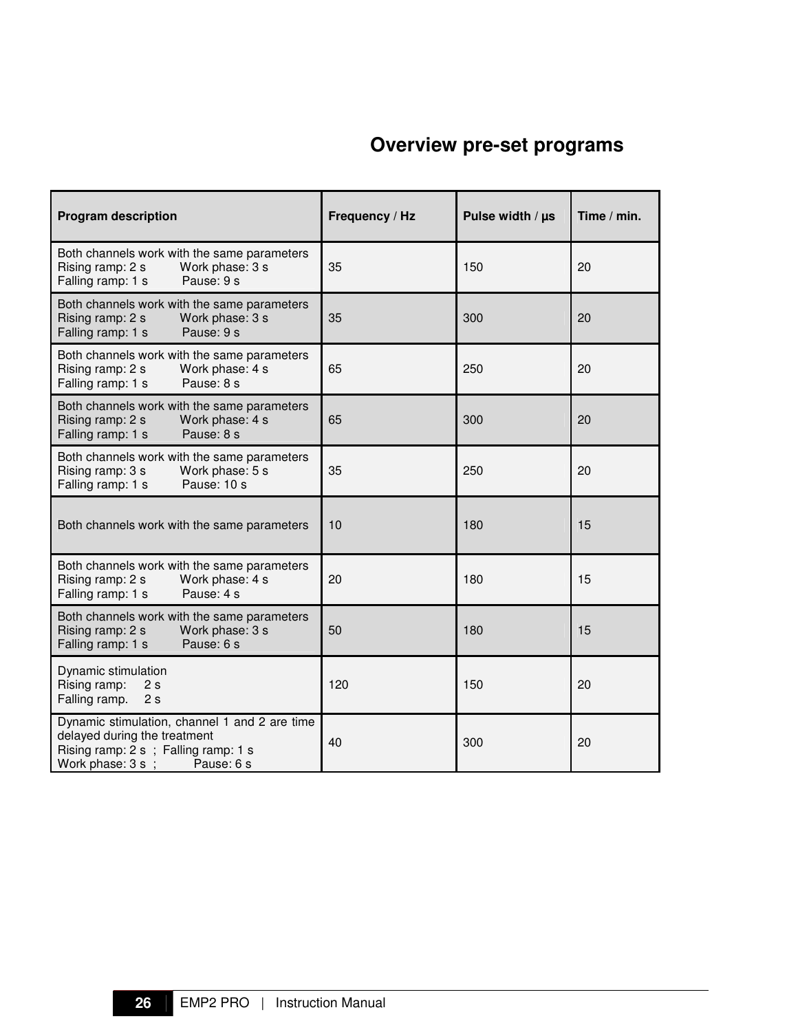## Overview pre-set programs

| Program description | Frequency / Hz | Pulse width / µs | Time / min. |
|---|---|---|---|
| Both channels work with the same parameters<br>Rising ramp: 2 s Work phase: 3 s<br>Falling ramp: 1 s Pause: 9 s | 35 | 150 | 20 |
| Both channels work with the same parameters<br>Rising ramp: 2 s Work phase: 3 s<br>Falling ramp: 1 s Pause: 9 s | 35 | 300 | 20 |
| Both channels work with the same parameters<br>Rising ramp: 2 s Work phase: 4 s<br>Falling ramp: 1 s Pause: 8 s | 65 | 250 | 20 |
| Both channels work with the same parameters<br>Rising ramp: 2 s Work phase: 4 s<br>Falling ramp: 1 s Pause: 8 s | 65 | 300 | 20 |
| Both channels work with the same parameters<br>Rising ramp: 3 s Work phase: 5 s<br>Falling ramp: 1 s Pause: 10 s | 35 | 250 | 20 |
| Both channels work with the same parameters | 10 | 180 | 15 |
| Both channels work with the same parameters<br>Rising ramp: 2 s Work phase: 4 s<br>Falling ramp: 1 s Pause: 4 s | 20 | 180 | 15 |
| Both channels work with the same parameters<br>Rising ramp: 2 s Work phase: 3 s<br>Falling ramp: 1 s Pause: 6 s | 50 | 180 | 15 |
| Dynamic stimulation<br>Rising ramp: 2 s<br>Falling ramp. 2 s | 120 | 150 | 20 |
| Dynamic stimulation, channel 1 and 2 are time delayed during the treatment<br>Rising ramp: 2 s ; Falling ramp: 1 s<br>Work phase: 3 s ; Pause: 6 s | 40 | 300 | 20 |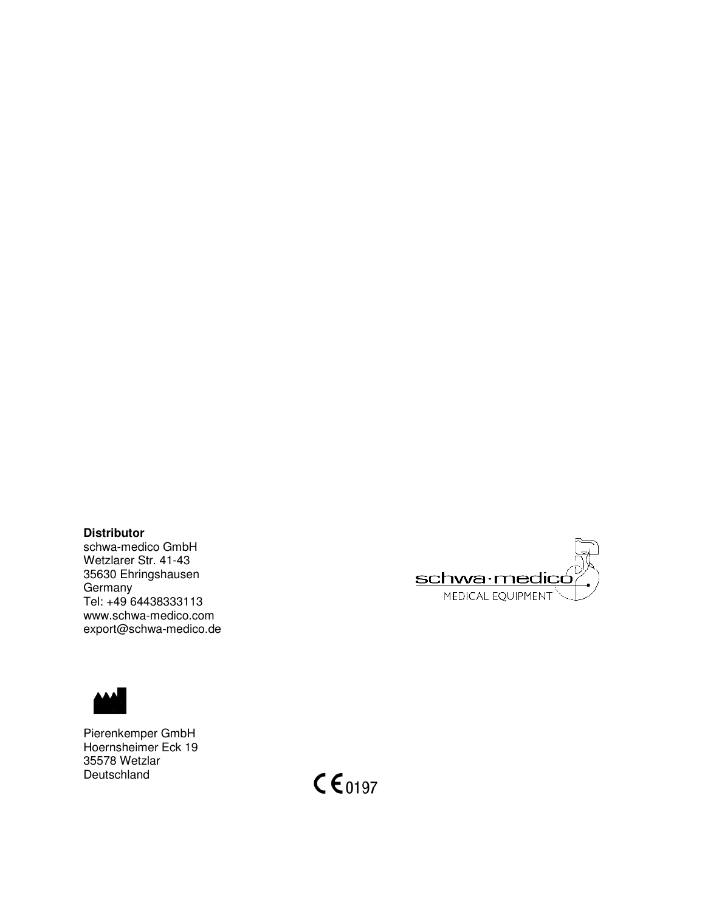**Distributor**
schwa-medico GmbH
Wetzlarer Str. 41-43
35630 Ehringshausen
Germany
Tel: +49 64438333113
www.schwa-medico.com
export@schwa-medico.de

schwa·medico
MEDICAL EQUIPMENT

Pierenkemper GmbH
Hoernsheimer Eck 19
35578 Wetzlar
Deutschland

CE 0197